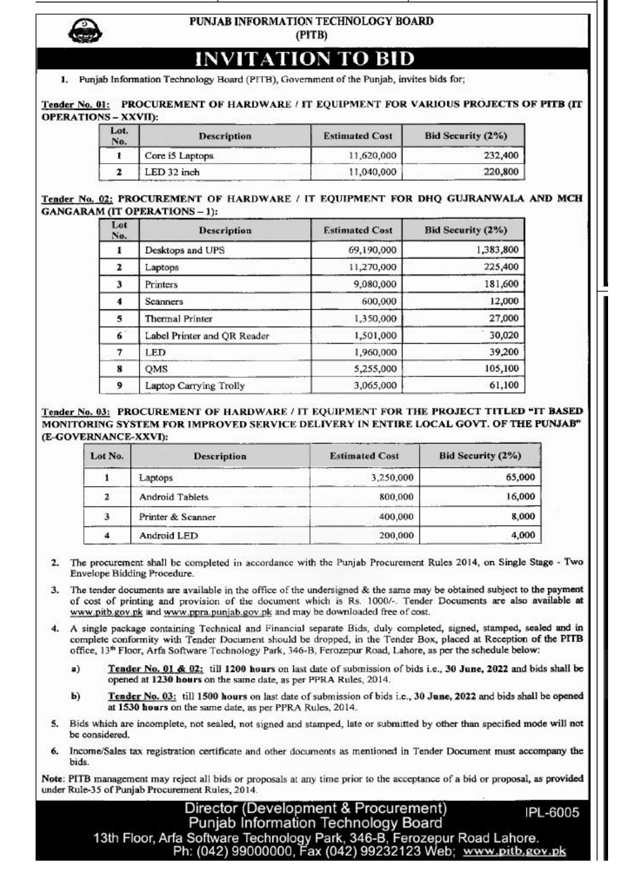# PUNJAB INFORMATION TECHNOLOGY BOARD (PITB)

## INVITATION TO BID

1. Punjab Information Technology Board (PITB), Government of the Punjab, invites bids for;

**Tender No. 01: PROCUREMENT OF HARDWARE / IT EQUIPMENT FOR VARIOUS PROJECTS OF PITB (IT OPERATIONS – XXVII):**

| Lot. No. | Description | Estimated Cost | Bid Security (2%) |
|---|---|---|---|
| 1 | Core i5 Laptops | 11,620,000 | 232,400 |
| 2 | LED 32 inch | 11,040,000 | 220,800 |

**Tender No. 02: PROCUREMENT OF HARDWARE / IT EQUIPMENT FOR DHQ GUJRANWALA AND MCH GANGARAM (IT OPERATIONS – 1):**

| Lot No. | Description | Estimated Cost | Bid Security (2%) |
|---|---|---|---|
| 1 | Desktops and UPS | 69,190,000 | 1,383,800 |
| 2 | Laptops | 11,270,000 | 225,400 |
| 3 | Printers | 9,080,000 | 181,600 |
| 4 | Scanners | 600,000 | 12,000 |
| 5 | Thermal Printer | 1,350,000 | 27,000 |
| 6 | Label Printer and QR Reader | 1,501,000 | 30,020 |
| 7 | LED | 1,960,000 | 39,200 |
| 8 | QMS | 5,255,000 | 105,100 |
| 9 | Laptop Carrying Trolly | 3,065,000 | 61,100 |

**Tender No. 03: PROCUREMENT OF HARDWARE / IT EQUIPMENT FOR THE PROJECT TITLED "IT BASED MONITORING SYSTEM FOR IMPROVED SERVICE DELIVERY IN ENTIRE LOCAL GOVT. OF THE PUNJAB" (E-GOVERNANCE-XXVI):**

| Lot No. | Description | Estimated Cost | Bid Security (2%) |
|---|---|---|---|
| 1 | Laptops | 3,250,000 | 65,000 |
| 2 | Android Tablets | 800,000 | 16,000 |
| 3 | Printer & Scanner | 400,000 | 8,000 |
| 4 | Android LED | 200,000 | 4,000 |

2. The procurement shall be completed in accordance with the Punjab Procurement Rules 2014, on Single Stage - Two Envelope Bidding Procedure.
3. The tender documents are available in the office of the undersigned & the same may be obtained subject to the payment of cost of printing and provision of the document which is Rs. 1000/-. Tender Documents are also available at www.pitb.gov.pk and www.ppra.punjab.gov.pk and may be downloaded free of cost.
4. A single package containing Technical and Financial separate Bids, duly completed, signed, stamped, sealed and in complete conformity with Tender Document should be dropped, in the Tender Box, placed at Reception of the PITB office, 13th Floor, Arfa Software Technology Park, 346-B, Ferozepur Road, Lahore, as per the schedule below:
   a) **Tender No. 01 & 02:** till **1200 hours** on last date of submission of bids i.e., **30 June, 2022** and bids shall be opened at **1230 hours** on the same date, as per PPRA Rules, 2014.
   b) **Tender No. 03:** till **1500 hours** on last date of submission of bids i.e., **30 June, 2022** and bids shall be opened at **1530 hours** on the same date, as per PPRA Rules, 2014.
5. Bids which are incomplete, not sealed, not signed and stamped, late or submitted by other than specified mode will not be considered.
6. Income/Sales tax registration certificate and other documents as mentioned in Tender Document must accompany the bids.

**Note:** PITB management may reject all bids or proposals at any time prior to the acceptance of a bid or proposal, as provided under Rule-35 of Punjab Procurement Rules, 2014.

Director (Development & Procurement)
Punjab Information Technology Board
13th Floor, Arfa Software Technology Park, 346-B, Ferozepur Road Lahore.
Ph: (042) 99000000, Fax (042) 99232123 Web; www.pitb.gov.pk

IPL-6005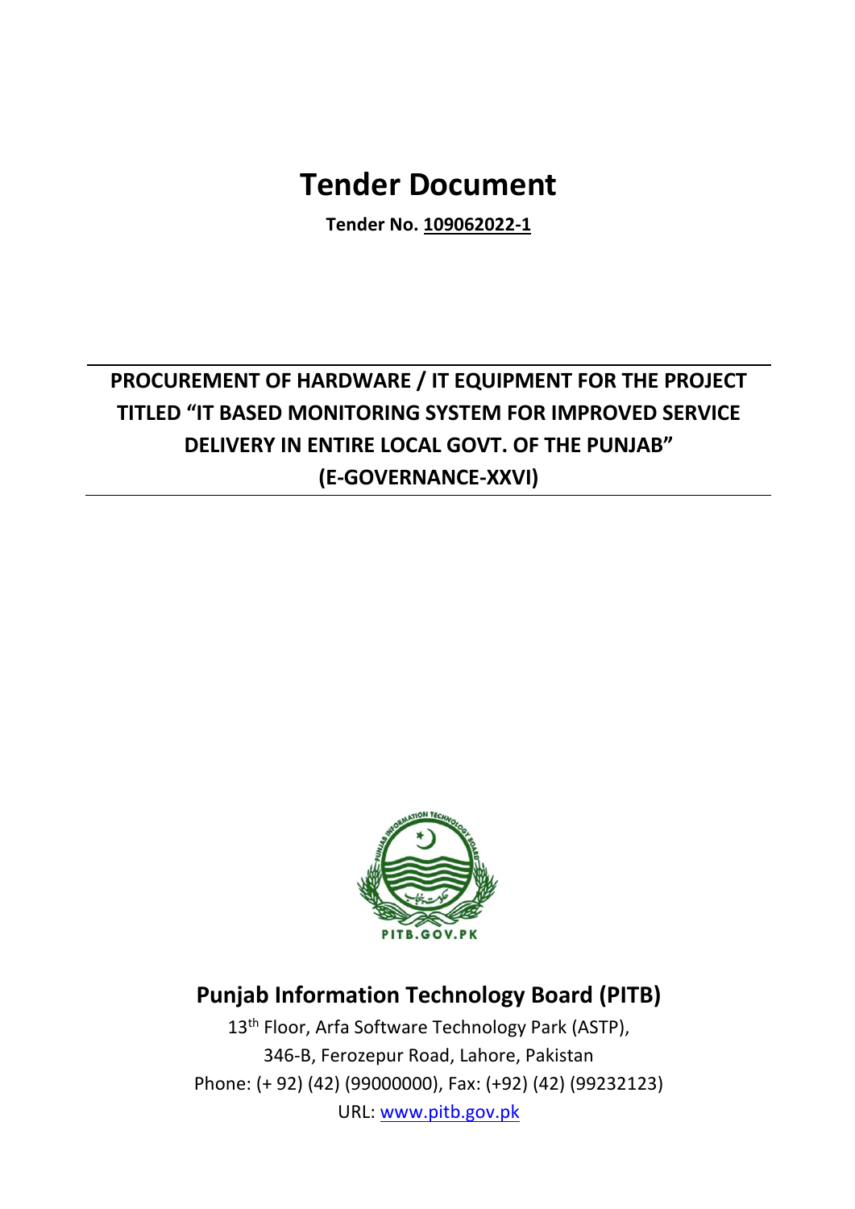# Tender Document

**Tender No. 109062022-1**

---

**PROCUREMENT OF HARDWARE / IT EQUIPMENT FOR THE PROJECT TITLED "IT BASED MONITORING SYSTEM FOR IMPROVED SERVICE DELIVERY IN ENTIRE LOCAL GOVT. OF THE PUNJAB" (E-GOVERNANCE-XXVI)**

---

## Punjab Information Technology Board (PITB)

13th Floor, Arfa Software Technology Park (ASTP),
346-B, Ferozepur Road, Lahore, Pakistan
Phone: (+ 92) (42) (99000000), Fax: (+92) (42) (99232123)
URL: www.pitb.gov.pk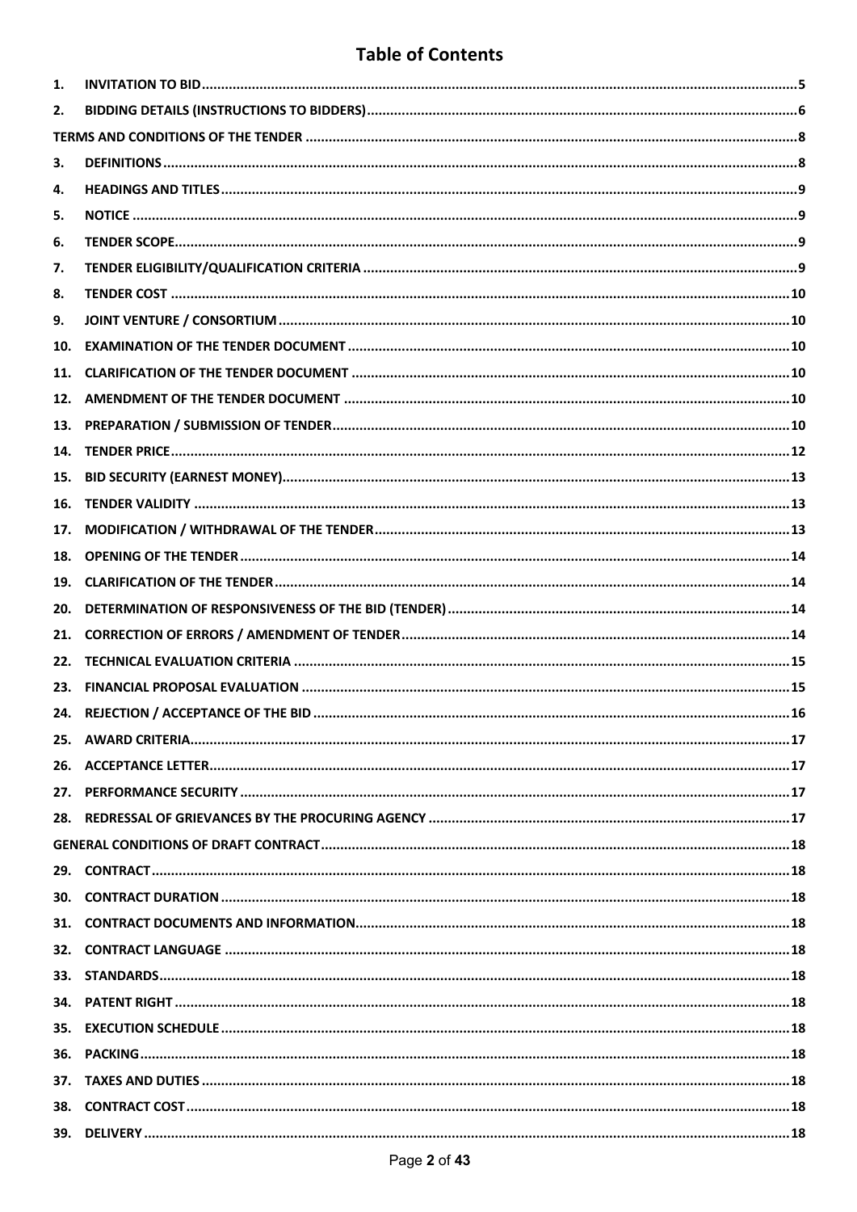# Table of Contents

1. INVITATION TO BID ........ 5
2. BIDDING DETAILS (INSTRUCTIONS TO BIDDERS) ........ 6

TERMS AND CONDITIONS OF THE TENDER ........ 8

3. DEFINITIONS ........ 8
4. HEADINGS AND TITLES ........ 9
5. NOTICE ........ 9
6. TENDER SCOPE ........ 9
7. TENDER ELIGIBILITY/QUALIFICATION CRITERIA ........ 9
8. TENDER COST ........ 10
9. JOINT VENTURE / CONSORTIUM ........ 10
10. EXAMINATION OF THE TENDER DOCUMENT ........ 10
11. CLARIFICATION OF THE TENDER DOCUMENT ........ 10
12. AMENDMENT OF THE TENDER DOCUMENT ........ 10
13. PREPARATION / SUBMISSION OF TENDER ........ 10
14. TENDER PRICE ........ 12
15. BID SECURITY (EARNEST MONEY) ........ 13
16. TENDER VALIDITY ........ 13
17. MODIFICATION / WITHDRAWAL OF THE TENDER ........ 13
18. OPENING OF THE TENDER ........ 14
19. CLARIFICATION OF THE TENDER ........ 14
20. DETERMINATION OF RESPONSIVENESS OF THE BID (TENDER) ........ 14
21. CORRECTION OF ERRORS / AMENDMENT OF TENDER ........ 14
22. TECHNICAL EVALUATION CRITERIA ........ 15
23. FINANCIAL PROPOSAL EVALUATION ........ 15
24. REJECTION / ACCEPTANCE OF THE BID ........ 16
25. AWARD CRITERIA ........ 17
26. ACCEPTANCE LETTER ........ 17
27. PERFORMANCE SECURITY ........ 17
28. REDRESSAL OF GRIEVANCES BY THE PROCURING AGENCY ........ 17

GENERAL CONDITIONS OF DRAFT CONTRACT ........ 18

29. CONTRACT ........ 18
30. CONTRACT DURATION ........ 18
31. CONTRACT DOCUMENTS AND INFORMATION ........ 18
32. CONTRACT LANGUAGE ........ 18
33. STANDARDS ........ 18
34. PATENT RIGHT ........ 18
35. EXECUTION SCHEDULE ........ 18
36. PACKING ........ 18
37. TAXES AND DUTIES ........ 18
38. CONTRACT COST ........ 18
39. DELIVERY ........ 18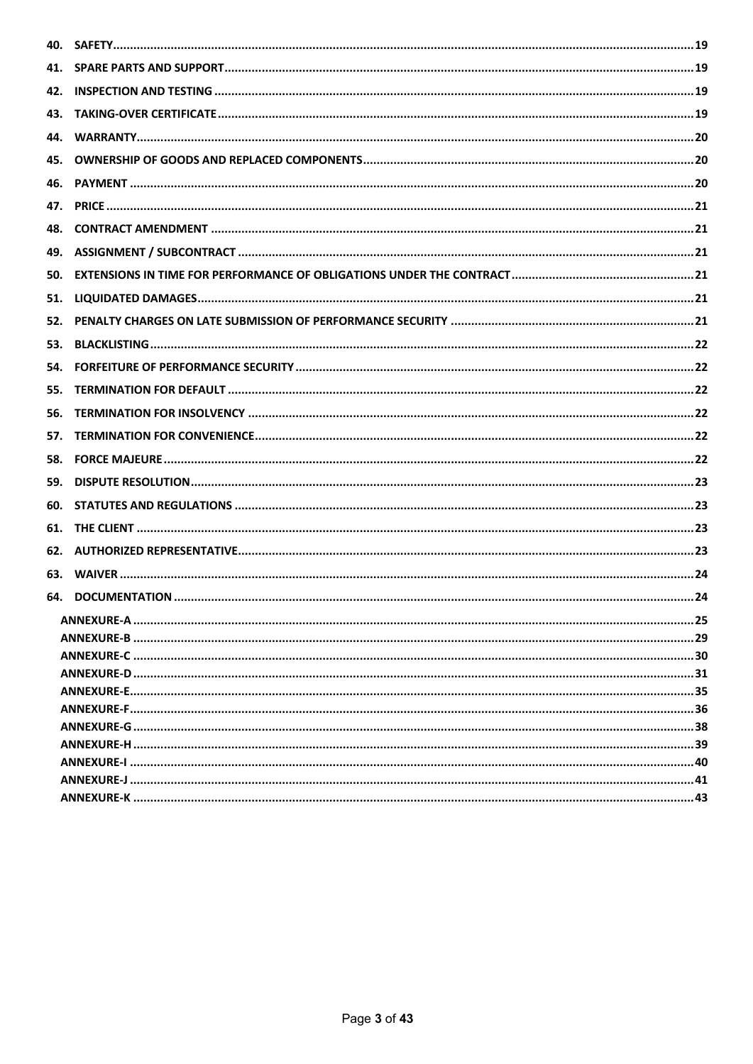40. SAFETY ..... 19
41. SPARE PARTS AND SUPPORT ..... 19
42. INSPECTION AND TESTING ..... 19
43. TAKING-OVER CERTIFICATE ..... 19
44. WARRANTY ..... 20
45. OWNERSHIP OF GOODS AND REPLACED COMPONENTS ..... 20
46. PAYMENT ..... 20
47. PRICE ..... 21
48. CONTRACT AMENDMENT ..... 21
49. ASSIGNMENT / SUBCONTRACT ..... 21
50. EXTENSIONS IN TIME FOR PERFORMANCE OF OBLIGATIONS UNDER THE CONTRACT ..... 21
51. LIQUIDATED DAMAGES ..... 21
52. PENALTY CHARGES ON LATE SUBMISSION OF PERFORMANCE SECURITY ..... 21
53. BLACKLISTING ..... 22
54. FORFEITURE OF PERFORMANCE SECURITY ..... 22
55. TERMINATION FOR DEFAULT ..... 22
56. TERMINATION FOR INSOLVENCY ..... 22
57. TERMINATION FOR CONVENIENCE ..... 22
58. FORCE MAJEURE ..... 22
59. DISPUTE RESOLUTION ..... 23
60. STATUTES AND REGULATIONS ..... 23
61. THE CLIENT ..... 23
62. AUTHORIZED REPRESENTATIVE ..... 23
63. WAIVER ..... 24
64. DOCUMENTATION ..... 24

- ANNEXURE-A ..... 25
- ANNEXURE-B ..... 29
- ANNEXURE-C ..... 30
- ANNEXURE-D ..... 31
- ANNEXURE-E ..... 35
- ANNEXURE-F ..... 36
- ANNEXURE-G ..... 38
- ANNEXURE-H ..... 39
- ANNEXURE-I ..... 40
- ANNEXURE-J ..... 41
- ANNEXURE-K ..... 43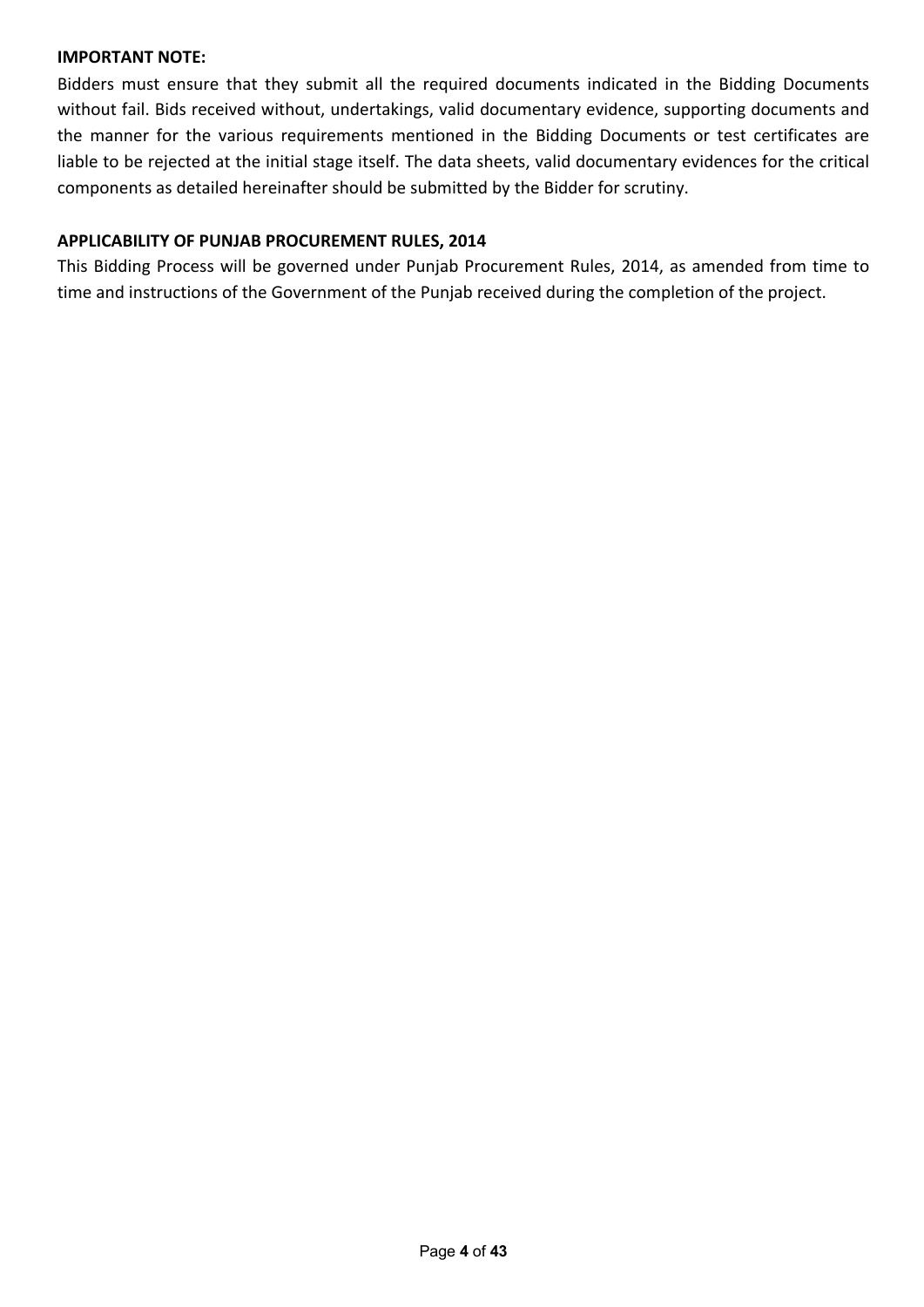**IMPORTANT NOTE:**

Bidders must ensure that they submit all the required documents indicated in the Bidding Documents without fail. Bids received without, undertakings, valid documentary evidence, supporting documents and the manner for the various requirements mentioned in the Bidding Documents or test certificates are liable to be rejected at the initial stage itself. The data sheets, valid documentary evidences for the critical components as detailed hereinafter should be submitted by the Bidder for scrutiny.

**APPLICABILITY OF PUNJAB PROCUREMENT RULES, 2014**

This Bidding Process will be governed under Punjab Procurement Rules, 2014, as amended from time to time and instructions of the Government of the Punjab received during the completion of the project.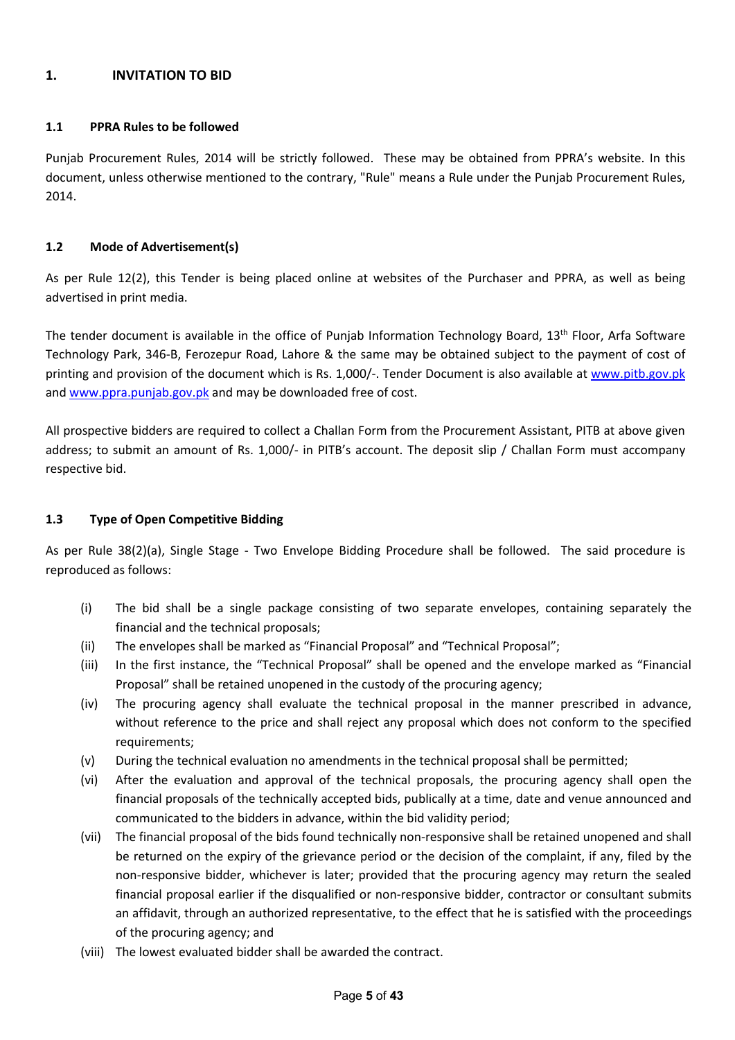# 1. INVITATION TO BID

## 1.1 PPRA Rules to be followed

Punjab Procurement Rules, 2014 will be strictly followed. These may be obtained from PPRA's website. In this document, unless otherwise mentioned to the contrary, "Rule" means a Rule under the Punjab Procurement Rules, 2014.

## 1.2 Mode of Advertisement(s)

As per Rule 12(2), this Tender is being placed online at websites of the Purchaser and PPRA, as well as being advertised in print media.

The tender document is available in the office of Punjab Information Technology Board, 13th Floor, Arfa Software Technology Park, 346-B, Ferozepur Road, Lahore & the same may be obtained subject to the payment of cost of printing and provision of the document which is Rs. 1,000/-. Tender Document is also available at www.pitb.gov.pk and www.ppra.punjab.gov.pk and may be downloaded free of cost.

All prospective bidders are required to collect a Challan Form from the Procurement Assistant, PITB at above given address; to submit an amount of Rs. 1,000/- in PITB's account. The deposit slip / Challan Form must accompany respective bid.

## 1.3 Type of Open Competitive Bidding

As per Rule 38(2)(a), Single Stage - Two Envelope Bidding Procedure shall be followed. The said procedure is reproduced as follows:

- (i) The bid shall be a single package consisting of two separate envelopes, containing separately the financial and the technical proposals;
- (ii) The envelopes shall be marked as "Financial Proposal" and "Technical Proposal";
- (iii) In the first instance, the "Technical Proposal" shall be opened and the envelope marked as "Financial Proposal" shall be retained unopened in the custody of the procuring agency;
- (iv) The procuring agency shall evaluate the technical proposal in the manner prescribed in advance, without reference to the price and shall reject any proposal which does not conform to the specified requirements;
- (v) During the technical evaluation no amendments in the technical proposal shall be permitted;
- (vi) After the evaluation and approval of the technical proposals, the procuring agency shall open the financial proposals of the technically accepted bids, publically at a time, date and venue announced and communicated to the bidders in advance, within the bid validity period;
- (vii) The financial proposal of the bids found technically non-responsive shall be retained unopened and shall be returned on the expiry of the grievance period or the decision of the complaint, if any, filed by the non-responsive bidder, whichever is later; provided that the procuring agency may return the sealed financial proposal earlier if the disqualified or non-responsive bidder, contractor or consultant submits an affidavit, through an authorized representative, to the effect that he is satisfied with the proceedings of the procuring agency; and
- (viii) The lowest evaluated bidder shall be awarded the contract.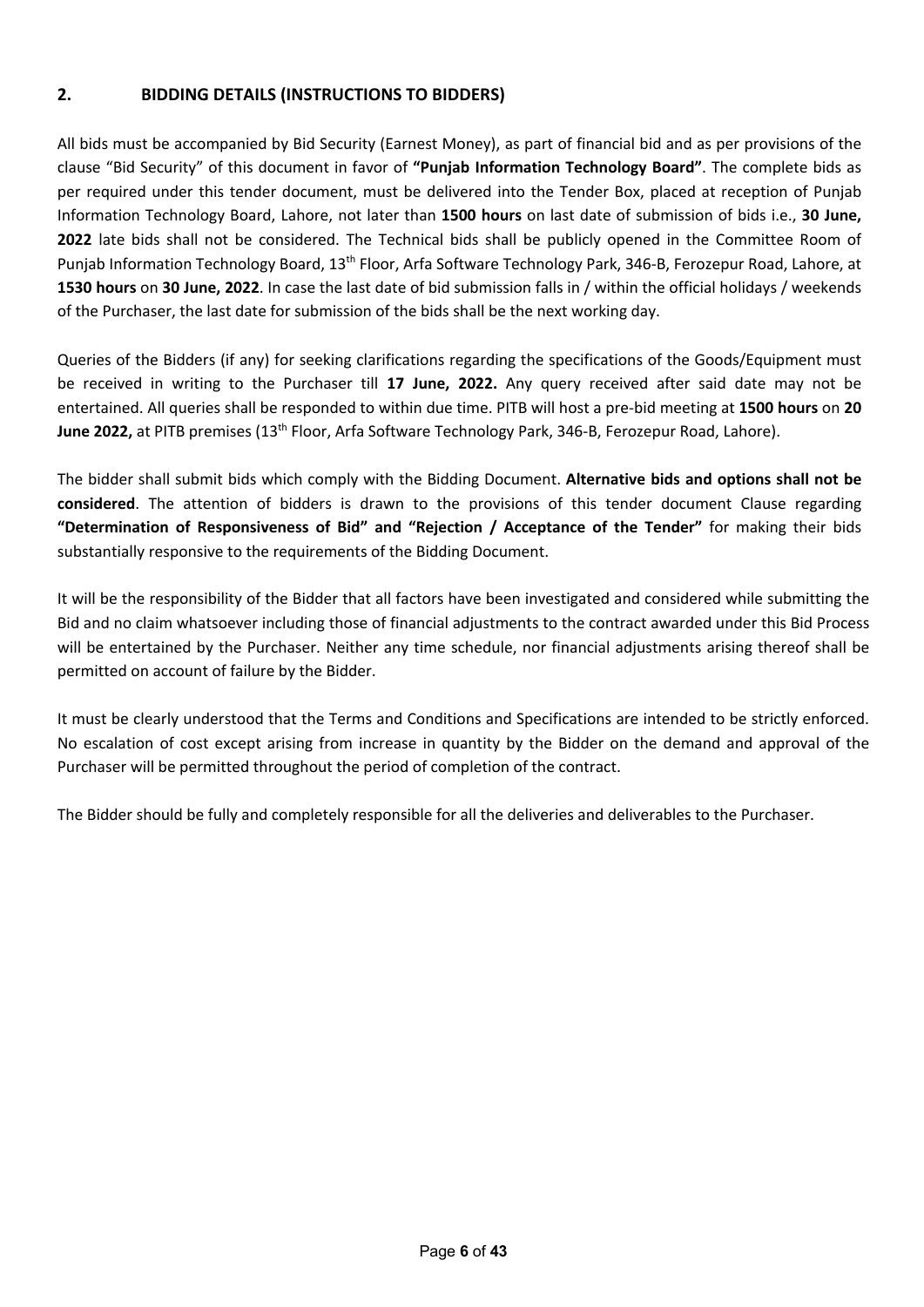## 2. BIDDING DETAILS (INSTRUCTIONS TO BIDDERS)

All bids must be accompanied by Bid Security (Earnest Money), as part of financial bid and as per provisions of the clause "Bid Security" of this document in favor of **"Punjab Information Technology Board"**. The complete bids as per required under this tender document, must be delivered into the Tender Box, placed at reception of Punjab Information Technology Board, Lahore, not later than **1500 hours** on last date of submission of bids i.e., **30 June, 2022** late bids shall not be considered. The Technical bids shall be publicly opened in the Committee Room of Punjab Information Technology Board, 13th Floor, Arfa Software Technology Park, 346-B, Ferozepur Road, Lahore, at **1530 hours** on **30 June, 2022**. In case the last date of bid submission falls in / within the official holidays / weekends of the Purchaser, the last date for submission of the bids shall be the next working day.

Queries of the Bidders (if any) for seeking clarifications regarding the specifications of the Goods/Equipment must be received in writing to the Purchaser till **17 June, 2022.** Any query received after said date may not be entertained. All queries shall be responded to within due time. PITB will host a pre-bid meeting at **1500 hours** on **20 June 2022,** at PITB premises (13th Floor, Arfa Software Technology Park, 346-B, Ferozepur Road, Lahore).

The bidder shall submit bids which comply with the Bidding Document. **Alternative bids and options shall not be considered**. The attention of bidders is drawn to the provisions of this tender document Clause regarding **"Determination of Responsiveness of Bid" and "Rejection / Acceptance of the Tender"** for making their bids substantially responsive to the requirements of the Bidding Document.

It will be the responsibility of the Bidder that all factors have been investigated and considered while submitting the Bid and no claim whatsoever including those of financial adjustments to the contract awarded under this Bid Process will be entertained by the Purchaser. Neither any time schedule, nor financial adjustments arising thereof shall be permitted on account of failure by the Bidder.

It must be clearly understood that the Terms and Conditions and Specifications are intended to be strictly enforced. No escalation of cost except arising from increase in quantity by the Bidder on the demand and approval of the Purchaser will be permitted throughout the period of completion of the contract.

The Bidder should be fully and completely responsible for all the deliveries and deliverables to the Purchaser.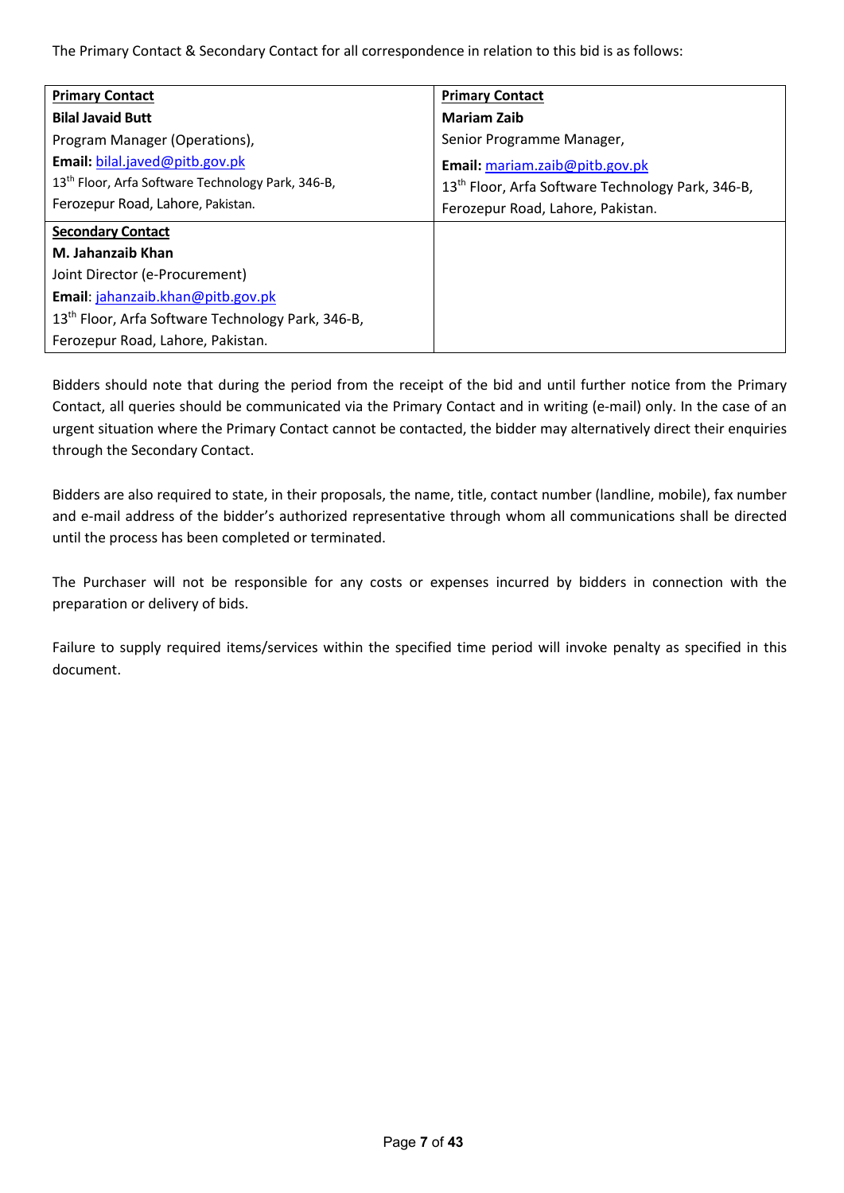The Primary Contact & Secondary Contact for all correspondence in relation to this bid is as follows:

| | |
|---|---|
| **Primary Contact**<br>**Bilal Javaid Butt**<br>Program Manager (Operations),<br>**Email:** bilal.javed@pitb.gov.pk<br>13th Floor, Arfa Software Technology Park, 346-B,<br>Ferozepur Road, Lahore, Pakistan. | **Primary Contact**<br>**Mariam Zaib**<br>Senior Programme Manager,<br>**Email:** mariam.zaib@pitb.gov.pk<br>13th Floor, Arfa Software Technology Park, 346-B,<br>Ferozepur Road, Lahore, Pakistan. |
| **Secondary Contact**<br>**M. Jahanzaib Khan**<br>Joint Director (e-Procurement)<br>**Email**: jahanzaib.khan@pitb.gov.pk<br>13th Floor, Arfa Software Technology Park, 346-B,<br>Ferozepur Road, Lahore, Pakistan. | |

Bidders should note that during the period from the receipt of the bid and until further notice from the Primary Contact, all queries should be communicated via the Primary Contact and in writing (e-mail) only. In the case of an urgent situation where the Primary Contact cannot be contacted, the bidder may alternatively direct their enquiries through the Secondary Contact.

Bidders are also required to state, in their proposals, the name, title, contact number (landline, mobile), fax number and e-mail address of the bidder's authorized representative through whom all communications shall be directed until the process has been completed or terminated.

The Purchaser will not be responsible for any costs or expenses incurred by bidders in connection with the preparation or delivery of bids.

Failure to supply required items/services within the specified time period will invoke penalty as specified in this document.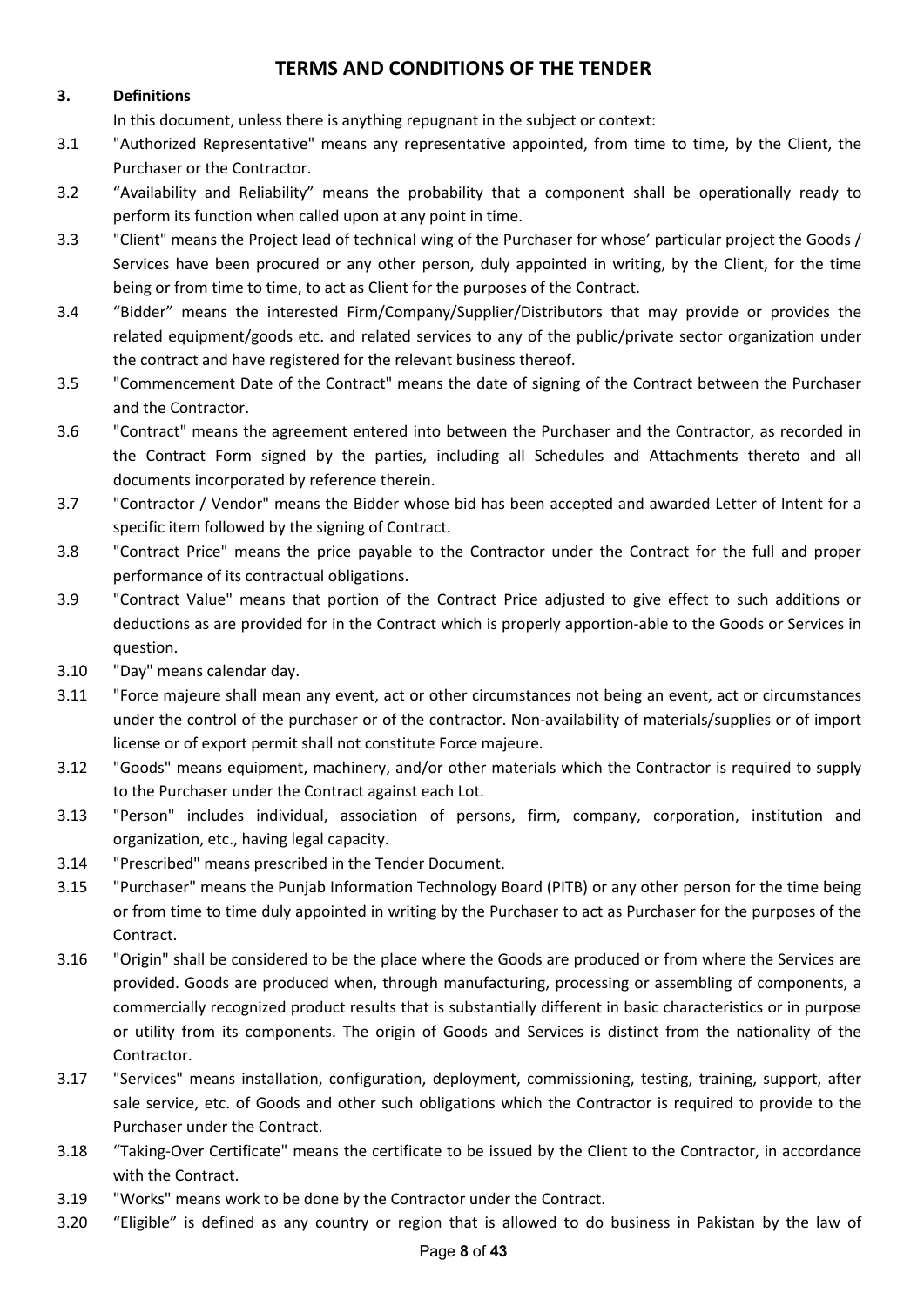## TERMS AND CONDITIONS OF THE TENDER

### 3. Definitions

In this document, unless there is anything repugnant in the subject or context:

3.1 "Authorized Representative" means any representative appointed, from time to time, by the Client, the Purchaser or the Contractor.

3.2 "Availability and Reliability" means the probability that a component shall be operationally ready to perform its function when called upon at any point in time.

3.3 "Client" means the Project lead of technical wing of the Purchaser for whose' particular project the Goods / Services have been procured or any other person, duly appointed in writing, by the Client, for the time being or from time to time, to act as Client for the purposes of the Contract.

3.4 "Bidder" means the interested Firm/Company/Supplier/Distributors that may provide or provides the related equipment/goods etc. and related services to any of the public/private sector organization under the contract and have registered for the relevant business thereof.

3.5 "Commencement Date of the Contract" means the date of signing of the Contract between the Purchaser and the Contractor.

3.6 "Contract" means the agreement entered into between the Purchaser and the Contractor, as recorded in the Contract Form signed by the parties, including all Schedules and Attachments thereto and all documents incorporated by reference therein.

3.7 "Contractor / Vendor" means the Bidder whose bid has been accepted and awarded Letter of Intent for a specific item followed by the signing of Contract.

3.8 "Contract Price" means the price payable to the Contractor under the Contract for the full and proper performance of its contractual obligations.

3.9 "Contract Value" means that portion of the Contract Price adjusted to give effect to such additions or deductions as are provided for in the Contract which is properly apportion-able to the Goods or Services in question.

3.10 "Day" means calendar day.

3.11 "Force majeure shall mean any event, act or other circumstances not being an event, act or circumstances under the control of the purchaser or of the contractor. Non-availability of materials/supplies or of import license or of export permit shall not constitute Force majeure.

3.12 "Goods" means equipment, machinery, and/or other materials which the Contractor is required to supply to the Purchaser under the Contract against each Lot.

3.13 "Person" includes individual, association of persons, firm, company, corporation, institution and organization, etc., having legal capacity.

3.14 "Prescribed" means prescribed in the Tender Document.

3.15 "Purchaser" means the Punjab Information Technology Board (PITB) or any other person for the time being or from time to time duly appointed in writing by the Purchaser to act as Purchaser for the purposes of the Contract.

3.16 "Origin" shall be considered to be the place where the Goods are produced or from where the Services are provided. Goods are produced when, through manufacturing, processing or assembling of components, a commercially recognized product results that is substantially different in basic characteristics or in purpose or utility from its components. The origin of Goods and Services is distinct from the nationality of the Contractor.

3.17 "Services" means installation, configuration, deployment, commissioning, testing, training, support, after sale service, etc. of Goods and other such obligations which the Contractor is required to provide to the Purchaser under the Contract.

3.18 "Taking-Over Certificate" means the certificate to be issued by the Client to the Contractor, in accordance with the Contract.

3.19 "Works" means work to be done by the Contractor under the Contract.

3.20 "Eligible" is defined as any country or region that is allowed to do business in Pakistan by the law of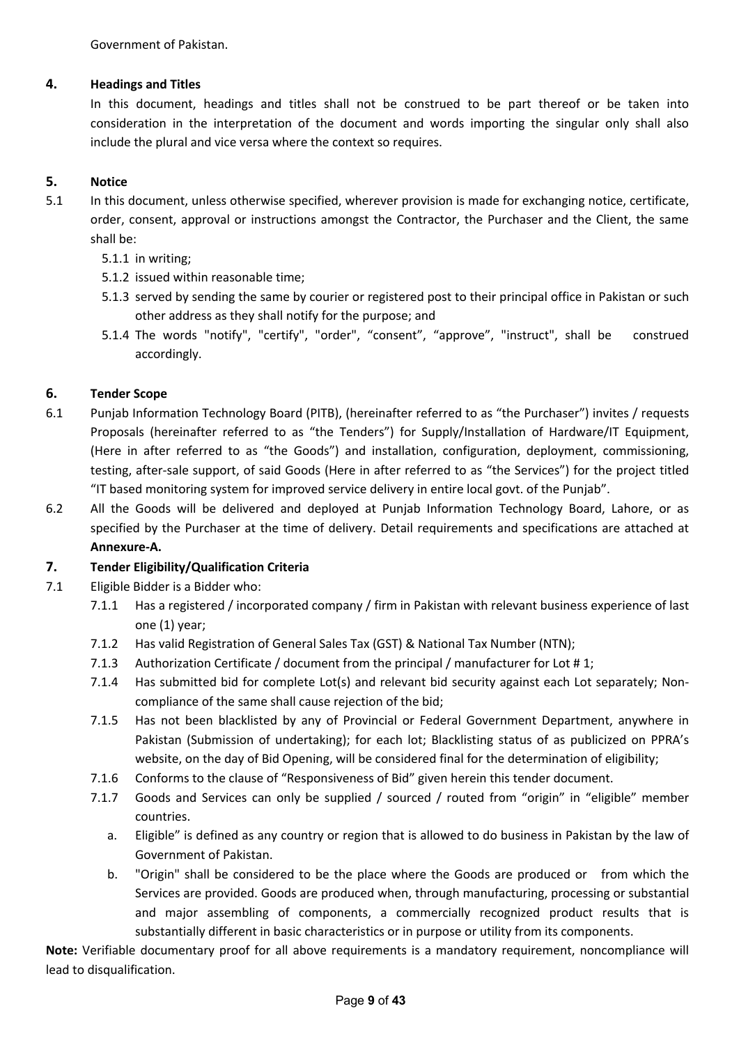Government of Pakistan.

## 4. Headings and Titles

In this document, headings and titles shall not be construed to be part thereof or be taken into consideration in the interpretation of the document and words importing the singular only shall also include the plural and vice versa where the context so requires.

## 5. Notice

5.1 In this document, unless otherwise specified, wherever provision is made for exchanging notice, certificate, order, consent, approval or instructions amongst the Contractor, the Purchaser and the Client, the same shall be:

- 5.1.1 in writing;
- 5.1.2 issued within reasonable time;
- 5.1.3 served by sending the same by courier or registered post to their principal office in Pakistan or such other address as they shall notify for the purpose; and
- 5.1.4 The words "notify", "certify", "order", "consent", "approve", "instruct", shall be construed accordingly.

## 6. Tender Scope

6.1 Punjab Information Technology Board (PITB), (hereinafter referred to as "the Purchaser") invites / requests Proposals (hereinafter referred to as "the Tenders") for Supply/Installation of Hardware/IT Equipment, (Here in after referred to as "the Goods") and installation, configuration, deployment, commissioning, testing, after-sale support, of said Goods (Here in after referred to as "the Services") for the project titled "IT based monitoring system for improved service delivery in entire local govt. of the Punjab".

6.2 All the Goods will be delivered and deployed at Punjab Information Technology Board, Lahore, or as specified by the Purchaser at the time of delivery. Detail requirements and specifications are attached at **Annexure-A.**

## 7. Tender Eligibility/Qualification Criteria

7.1 Eligible Bidder is a Bidder who:

- 7.1.1 Has a registered / incorporated company / firm in Pakistan with relevant business experience of last one (1) year;
- 7.1.2 Has valid Registration of General Sales Tax (GST) & National Tax Number (NTN);
- 7.1.3 Authorization Certificate / document from the principal / manufacturer for Lot # 1;
- 7.1.4 Has submitted bid for complete Lot(s) and relevant bid security against each Lot separately; Non-compliance of the same shall cause rejection of the bid;
- 7.1.5 Has not been blacklisted by any of Provincial or Federal Government Department, anywhere in Pakistan (Submission of undertaking); for each lot; Blacklisting status of as publicized on PPRA's website, on the day of Bid Opening, will be considered final for the determination of eligibility;
- 7.1.6 Conforms to the clause of "Responsiveness of Bid" given herein this tender document.
- 7.1.7 Goods and Services can only be supplied / sourced / routed from "origin" in "eligible" member countries.
  - a. Eligible" is defined as any country or region that is allowed to do business in Pakistan by the law of Government of Pakistan.
  - b. "Origin" shall be considered to be the place where the Goods are produced or from which the Services are provided. Goods are produced when, through manufacturing, processing or substantial and major assembling of components, a commercially recognized product results that is substantially different in basic characteristics or in purpose or utility from its components.

**Note:** Verifiable documentary proof for all above requirements is a mandatory requirement, noncompliance will lead to disqualification.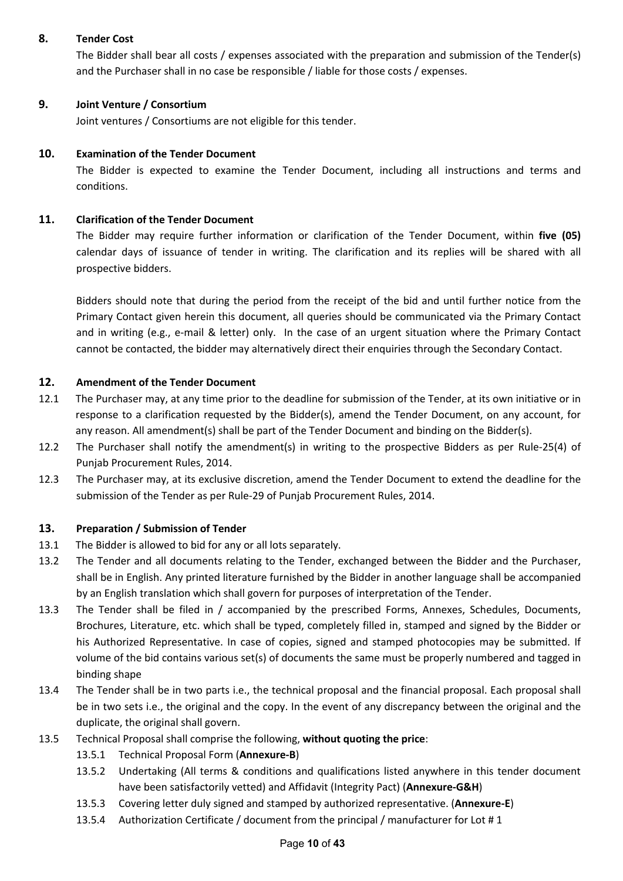## 8. Tender Cost

The Bidder shall bear all costs / expenses associated with the preparation and submission of the Tender(s) and the Purchaser shall in no case be responsible / liable for those costs / expenses.

## 9. Joint Venture / Consortium

Joint ventures / Consortiums are not eligible for this tender.

## 10. Examination of the Tender Document

The Bidder is expected to examine the Tender Document, including all instructions and terms and conditions.

## 11. Clarification of the Tender Document

The Bidder may require further information or clarification of the Tender Document, within **five (05)** calendar days of issuance of tender in writing. The clarification and its replies will be shared with all prospective bidders.

Bidders should note that during the period from the receipt of the bid and until further notice from the Primary Contact given herein this document, all queries should be communicated via the Primary Contact and in writing (e.g., e-mail & letter) only. In the case of an urgent situation where the Primary Contact cannot be contacted, the bidder may alternatively direct their enquiries through the Secondary Contact.

## 12. Amendment of the Tender Document

12.1 The Purchaser may, at any time prior to the deadline for submission of the Tender, at its own initiative or in response to a clarification requested by the Bidder(s), amend the Tender Document, on any account, for any reason. All amendment(s) shall be part of the Tender Document and binding on the Bidder(s).

12.2 The Purchaser shall notify the amendment(s) in writing to the prospective Bidders as per Rule-25(4) of Punjab Procurement Rules, 2014.

12.3 The Purchaser may, at its exclusive discretion, amend the Tender Document to extend the deadline for the submission of the Tender as per Rule-29 of Punjab Procurement Rules, 2014.

## 13. Preparation / Submission of Tender

13.1 The Bidder is allowed to bid for any or all lots separately.

13.2 The Tender and all documents relating to the Tender, exchanged between the Bidder and the Purchaser, shall be in English. Any printed literature furnished by the Bidder in another language shall be accompanied by an English translation which shall govern for purposes of interpretation of the Tender.

13.3 The Tender shall be filed in / accompanied by the prescribed Forms, Annexes, Schedules, Documents, Brochures, Literature, etc. which shall be typed, completely filled in, stamped and signed by the Bidder or his Authorized Representative. In case of copies, signed and stamped photocopies may be submitted. If volume of the bid contains various set(s) of documents the same must be properly numbered and tagged in binding shape

13.4 The Tender shall be in two parts i.e., the technical proposal and the financial proposal. Each proposal shall be in two sets i.e., the original and the copy. In the event of any discrepancy between the original and the duplicate, the original shall govern.

13.5 Technical Proposal shall comprise the following, **without quoting the price**:

13.5.1 Technical Proposal Form (**Annexure-B**)

13.5.2 Undertaking (All terms & conditions and qualifications listed anywhere in this tender document have been satisfactorily vetted) and Affidavit (Integrity Pact) (**Annexure-G&H**)

13.5.3 Covering letter duly signed and stamped by authorized representative. (**Annexure-E**)

13.5.4 Authorization Certificate / document from the principal / manufacturer for Lot # 1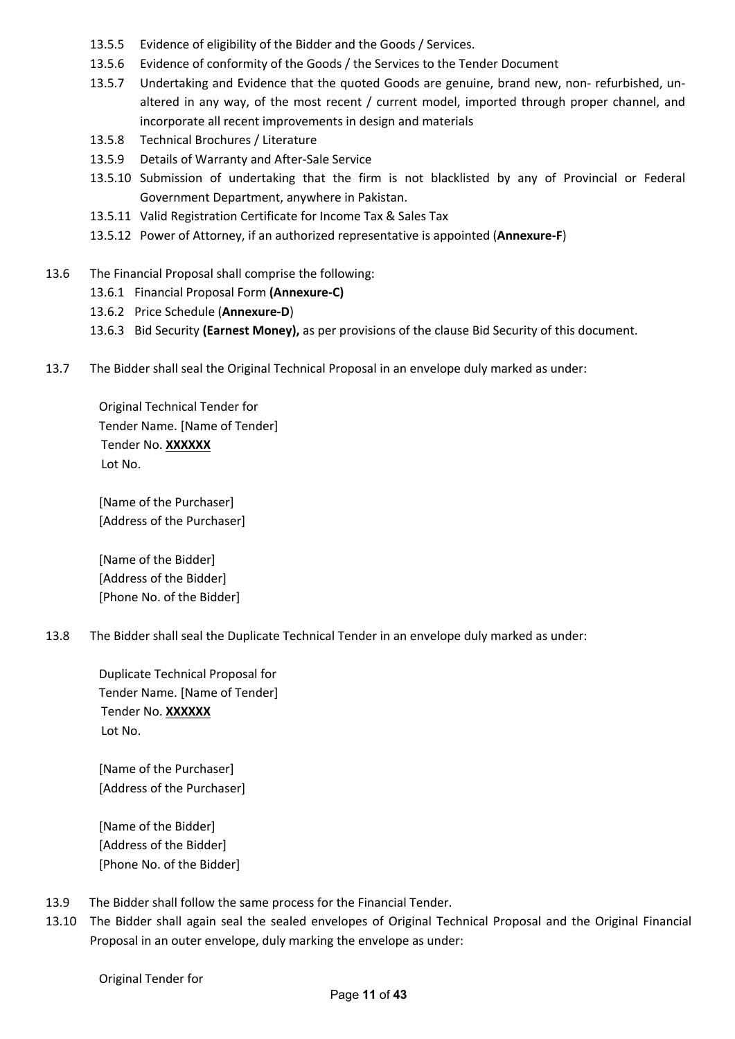13.5.5 Evidence of eligibility of the Bidder and the Goods / Services.

13.5.6 Evidence of conformity of the Goods / the Services to the Tender Document

13.5.7 Undertaking and Evidence that the quoted Goods are genuine, brand new, non- refurbished, un-altered in any way, of the most recent / current model, imported through proper channel, and incorporate all recent improvements in design and materials

13.5.8 Technical Brochures / Literature

13.5.9 Details of Warranty and After-Sale Service

13.5.10 Submission of undertaking that the firm is not blacklisted by any of Provincial or Federal Government Department, anywhere in Pakistan.

13.5.11 Valid Registration Certificate for Income Tax & Sales Tax

13.5.12 Power of Attorney, if an authorized representative is appointed (**Annexure-F**)

13.6 The Financial Proposal shall comprise the following:

13.6.1 Financial Proposal Form **(Annexure-C)**

13.6.2 Price Schedule (**Annexure-D**)

13.6.3 Bid Security **(Earnest Money),** as per provisions of the clause Bid Security of this document.

13.7 The Bidder shall seal the Original Technical Proposal in an envelope duly marked as under:

Original Technical Tender for
Tender Name. [Name of Tender]
Tender No. **XXXXXX**
Lot No.

[Name of the Purchaser]
[Address of the Purchaser]

[Name of the Bidder]
[Address of the Bidder]
[Phone No. of the Bidder]

13.8 The Bidder shall seal the Duplicate Technical Tender in an envelope duly marked as under:

Duplicate Technical Proposal for
Tender Name. [Name of Tender]
Tender No. **XXXXXX**
Lot No.

[Name of the Purchaser]
[Address of the Purchaser]

[Name of the Bidder]
[Address of the Bidder]
[Phone No. of the Bidder]

13.9 The Bidder shall follow the same process for the Financial Tender.

13.10 The Bidder shall again seal the sealed envelopes of Original Technical Proposal and the Original Financial Proposal in an outer envelope, duly marking the envelope as under:

Original Tender for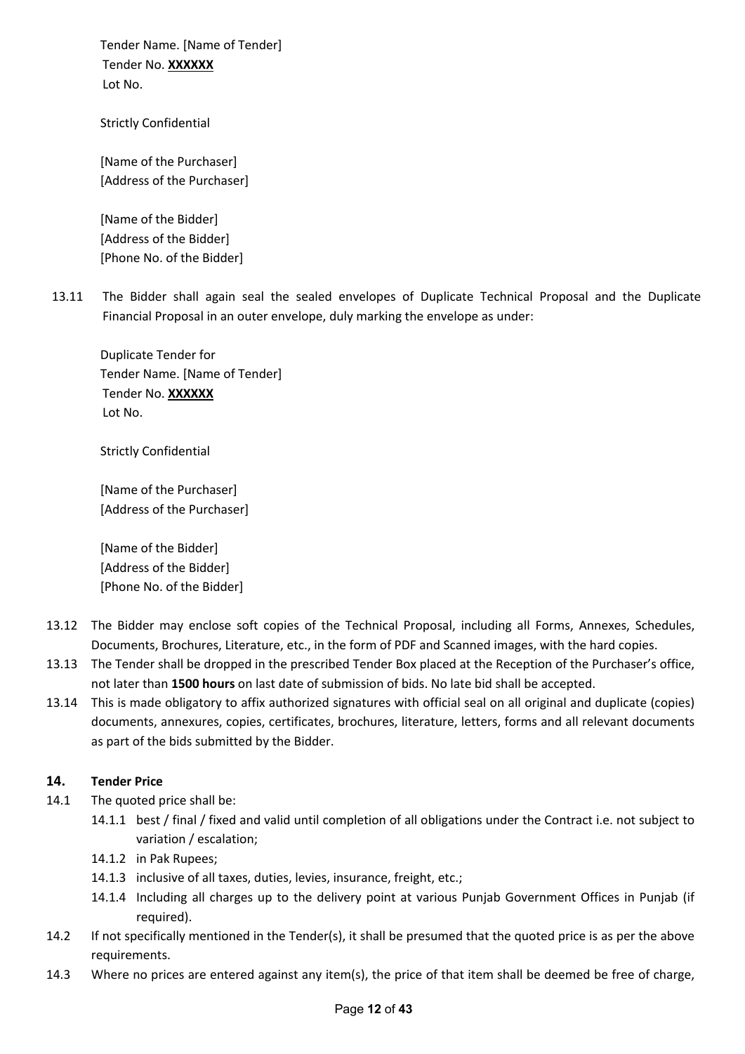Tender Name. [Name of Tender]
Tender No. **XXXXXX**
Lot No.

Strictly Confidential

[Name of the Purchaser]
[Address of the Purchaser]

[Name of the Bidder]
[Address of the Bidder]
[Phone No. of the Bidder]

13.11 The Bidder shall again seal the sealed envelopes of Duplicate Technical Proposal and the Duplicate Financial Proposal in an outer envelope, duly marking the envelope as under:

Duplicate Tender for
Tender Name. [Name of Tender]
Tender No. **XXXXXX**
Lot No.

Strictly Confidential

[Name of the Purchaser]
[Address of the Purchaser]

[Name of the Bidder]
[Address of the Bidder]
[Phone No. of the Bidder]

13.12 The Bidder may enclose soft copies of the Technical Proposal, including all Forms, Annexes, Schedules, Documents, Brochures, Literature, etc., in the form of PDF and Scanned images, with the hard copies.

13.13 The Tender shall be dropped in the prescribed Tender Box placed at the Reception of the Purchaser's office, not later than **1500 hours** on last date of submission of bids. No late bid shall be accepted.

13.14 This is made obligatory to affix authorized signatures with official seal on all original and duplicate (copies) documents, annexures, copies, certificates, brochures, literature, letters, forms and all relevant documents as part of the bids submitted by the Bidder.

## 14. Tender Price

14.1 The quoted price shall be:

- 14.1.1 best / final / fixed and valid until completion of all obligations under the Contract i.e. not subject to variation / escalation;
- 14.1.2 in Pak Rupees;
- 14.1.3 inclusive of all taxes, duties, levies, insurance, freight, etc.;
- 14.1.4 Including all charges up to the delivery point at various Punjab Government Offices in Punjab (if required).

14.2 If not specifically mentioned in the Tender(s), it shall be presumed that the quoted price is as per the above requirements.

14.3 Where no prices are entered against any item(s), the price of that item shall be deemed be free of charge,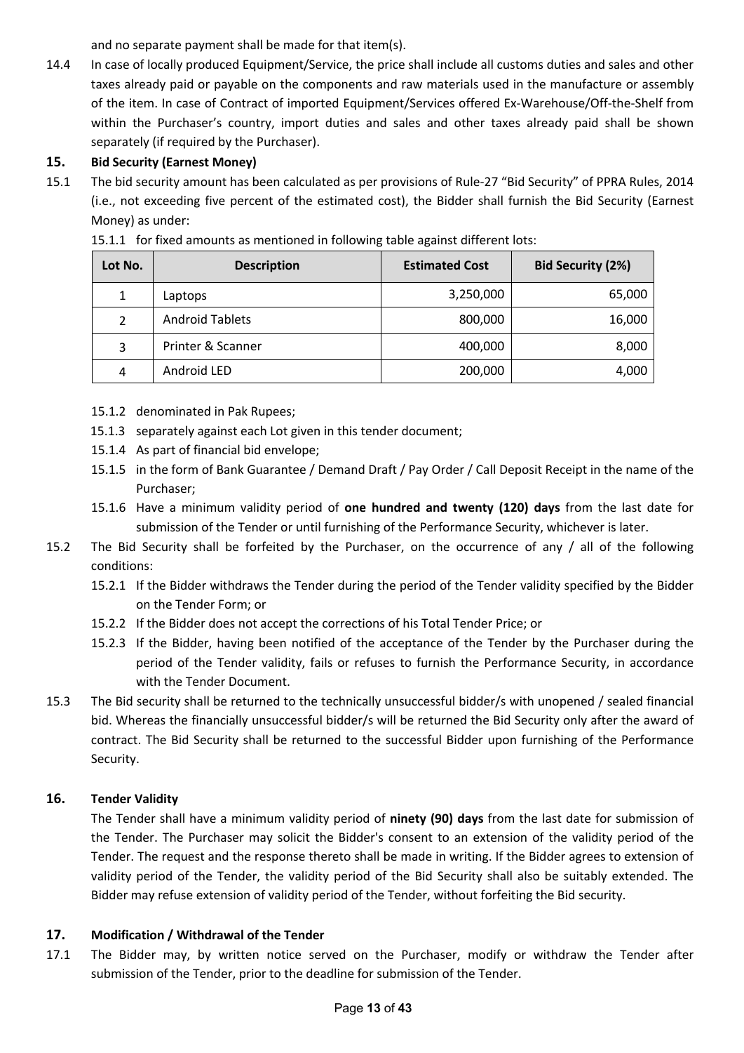and no separate payment shall be made for that item(s).

14.4 In case of locally produced Equipment/Service, the price shall include all customs duties and sales and other taxes already paid or payable on the components and raw materials used in the manufacture or assembly of the item. In case of Contract of imported Equipment/Services offered Ex-Warehouse/Off-the-Shelf from within the Purchaser's country, import duties and sales and other taxes already paid shall be shown separately (if required by the Purchaser).

## 15. Bid Security (Earnest Money)

15.1 The bid security amount has been calculated as per provisions of Rule-27 "Bid Security" of PPRA Rules, 2014 (i.e., not exceeding five percent of the estimated cost), the Bidder shall furnish the Bid Security (Earnest Money) as under:

15.1.1 for fixed amounts as mentioned in following table against different lots:

| Lot No. | Description | Estimated Cost | Bid Security (2%) |
|---|---|---|---|
| 1 | Laptops | 3,250,000 | 65,000 |
| 2 | Android Tablets | 800,000 | 16,000 |
| 3 | Printer & Scanner | 400,000 | 8,000 |
| 4 | Android LED | 200,000 | 4,000 |

15.1.2 denominated in Pak Rupees;

15.1.3 separately against each Lot given in this tender document;

15.1.4 As part of financial bid envelope;

15.1.5 in the form of Bank Guarantee / Demand Draft / Pay Order / Call Deposit Receipt in the name of the Purchaser;

15.1.6 Have a minimum validity period of **one hundred and twenty (120) days** from the last date for submission of the Tender or until furnishing of the Performance Security, whichever is later.

15.2 The Bid Security shall be forfeited by the Purchaser, on the occurrence of any / all of the following conditions:

15.2.1 If the Bidder withdraws the Tender during the period of the Tender validity specified by the Bidder on the Tender Form; or

15.2.2 If the Bidder does not accept the corrections of his Total Tender Price; or

15.2.3 If the Bidder, having been notified of the acceptance of the Tender by the Purchaser during the period of the Tender validity, fails or refuses to furnish the Performance Security, in accordance with the Tender Document.

15.3 The Bid security shall be returned to the technically unsuccessful bidder/s with unopened / sealed financial bid. Whereas the financially unsuccessful bidder/s will be returned the Bid Security only after the award of contract. The Bid Security shall be returned to the successful Bidder upon furnishing of the Performance Security.

## 16. Tender Validity

The Tender shall have a minimum validity period of **ninety (90) days** from the last date for submission of the Tender. The Purchaser may solicit the Bidder's consent to an extension of the validity period of the Tender. The request and the response thereto shall be made in writing. If the Bidder agrees to extension of validity period of the Tender, the validity period of the Bid Security shall also be suitably extended. The Bidder may refuse extension of validity period of the Tender, without forfeiting the Bid security.

## 17. Modification / Withdrawal of the Tender

17.1 The Bidder may, by written notice served on the Purchaser, modify or withdraw the Tender after submission of the Tender, prior to the deadline for submission of the Tender.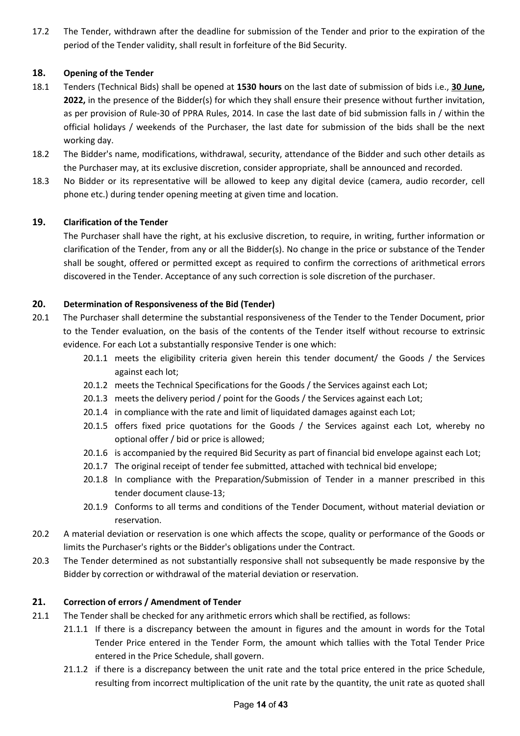17.2 The Tender, withdrawn after the deadline for submission of the Tender and prior to the expiration of the period of the Tender validity, shall result in forfeiture of the Bid Security.

## 18. Opening of the Tender

18.1 Tenders (Technical Bids) shall be opened at **1530 hours** on the last date of submission of bids i.e., **30 June, 2022,** in the presence of the Bidder(s) for which they shall ensure their presence without further invitation, as per provision of Rule-30 of PPRA Rules, 2014. In case the last date of bid submission falls in / within the official holidays / weekends of the Purchaser, the last date for submission of the bids shall be the next working day.

18.2 The Bidder's name, modifications, withdrawal, security, attendance of the Bidder and such other details as the Purchaser may, at its exclusive discretion, consider appropriate, shall be announced and recorded.

18.3 No Bidder or its representative will be allowed to keep any digital device (camera, audio recorder, cell phone etc.) during tender opening meeting at given time and location.

## 19. Clarification of the Tender

The Purchaser shall have the right, at his exclusive discretion, to require, in writing, further information or clarification of the Tender, from any or all the Bidder(s). No change in the price or substance of the Tender shall be sought, offered or permitted except as required to confirm the corrections of arithmetical errors discovered in the Tender. Acceptance of any such correction is sole discretion of the purchaser.

## 20. Determination of Responsiveness of the Bid (Tender)

20.1 The Purchaser shall determine the substantial responsiveness of the Tender to the Tender Document, prior to the Tender evaluation, on the basis of the contents of the Tender itself without recourse to extrinsic evidence. For each Lot a substantially responsive Tender is one which:

- 20.1.1 meets the eligibility criteria given herein this tender document/ the Goods / the Services against each lot;
- 20.1.2 meets the Technical Specifications for the Goods / the Services against each Lot;
- 20.1.3 meets the delivery period / point for the Goods / the Services against each Lot;
- 20.1.4 in compliance with the rate and limit of liquidated damages against each Lot;
- 20.1.5 offers fixed price quotations for the Goods / the Services against each Lot, whereby no optional offer / bid or price is allowed;
- 20.1.6 is accompanied by the required Bid Security as part of financial bid envelope against each Lot;
- 20.1.7 The original receipt of tender fee submitted, attached with technical bid envelope;
- 20.1.8 In compliance with the Preparation/Submission of Tender in a manner prescribed in this tender document clause-13;
- 20.1.9 Conforms to all terms and conditions of the Tender Document, without material deviation or reservation.

20.2 A material deviation or reservation is one which affects the scope, quality or performance of the Goods or limits the Purchaser's rights or the Bidder's obligations under the Contract.

20.3 The Tender determined as not substantially responsive shall not subsequently be made responsive by the Bidder by correction or withdrawal of the material deviation or reservation.

## 21. Correction of errors / Amendment of Tender

21.1 The Tender shall be checked for any arithmetic errors which shall be rectified, as follows:

- 21.1.1 If there is a discrepancy between the amount in figures and the amount in words for the Total Tender Price entered in the Tender Form, the amount which tallies with the Total Tender Price entered in the Price Schedule, shall govern.
- 21.1.2 if there is a discrepancy between the unit rate and the total price entered in the price Schedule, resulting from incorrect multiplication of the unit rate by the quantity, the unit rate as quoted shall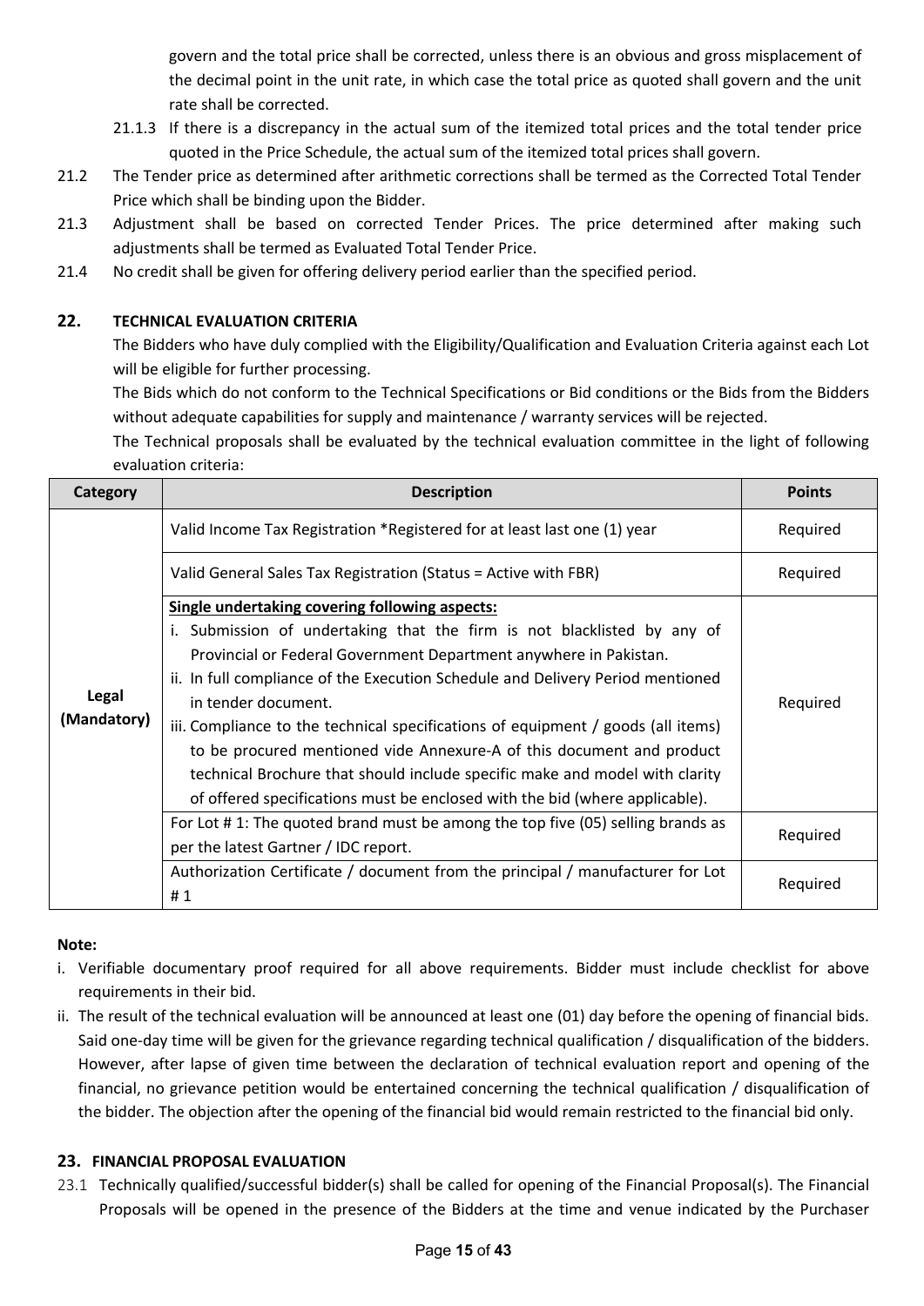govern and the total price shall be corrected, unless there is an obvious and gross misplacement of the decimal point in the unit rate, in which case the total price as quoted shall govern and the unit rate shall be corrected.

21.1.3 If there is a discrepancy in the actual sum of the itemized total prices and the total tender price quoted in the Price Schedule, the actual sum of the itemized total prices shall govern.

21.2 The Tender price as determined after arithmetic corrections shall be termed as the Corrected Total Tender Price which shall be binding upon the Bidder.

21.3 Adjustment shall be based on corrected Tender Prices. The price determined after making such adjustments shall be termed as Evaluated Total Tender Price.

21.4 No credit shall be given for offering delivery period earlier than the specified period.

## 22. TECHNICAL EVALUATION CRITERIA

The Bidders who have duly complied with the Eligibility/Qualification and Evaluation Criteria against each Lot will be eligible for further processing.

The Bids which do not conform to the Technical Specifications or Bid conditions or the Bids from the Bidders without adequate capabilities for supply and maintenance / warranty services will be rejected.

The Technical proposals shall be evaluated by the technical evaluation committee in the light of following evaluation criteria:

| Category | Description | Points |
|---|---|---|
| Legal (Mandatory) | Valid Income Tax Registration *Registered for at least last one (1) year | Required |
| | Valid General Sales Tax Registration (Status = Active with FBR) | Required |
| | **Single undertaking covering following aspects:**<br>i. Submission of undertaking that the firm is not blacklisted by any of Provincial or Federal Government Department anywhere in Pakistan.<br>ii. In full compliance of the Execution Schedule and Delivery Period mentioned in tender document.<br>iii. Compliance to the technical specifications of equipment / goods (all items) to be procured mentioned vide Annexure-A of this document and product technical Brochure that should include specific make and model with clarity of offered specifications must be enclosed with the bid (where applicable). | Required |
| | For Lot # 1: The quoted brand must be among the top five (05) selling brands as per the latest Gartner / IDC report. | Required |
| | Authorization Certificate / document from the principal / manufacturer for Lot # 1 | Required |

**Note:**

i. Verifiable documentary proof required for all above requirements. Bidder must include checklist for above requirements in their bid.

ii. The result of the technical evaluation will be announced at least one (01) day before the opening of financial bids. Said one-day time will be given for the grievance regarding technical qualification / disqualification of the bidders. However, after lapse of given time between the declaration of technical evaluation report and opening of the financial, no grievance petition would be entertained concerning the technical qualification / disqualification of the bidder. The objection after the opening of the financial bid would remain restricted to the financial bid only.

## 23. FINANCIAL PROPOSAL EVALUATION

23.1 Technically qualified/successful bidder(s) shall be called for opening of the Financial Proposal(s). The Financial Proposals will be opened in the presence of the Bidders at the time and venue indicated by the Purchaser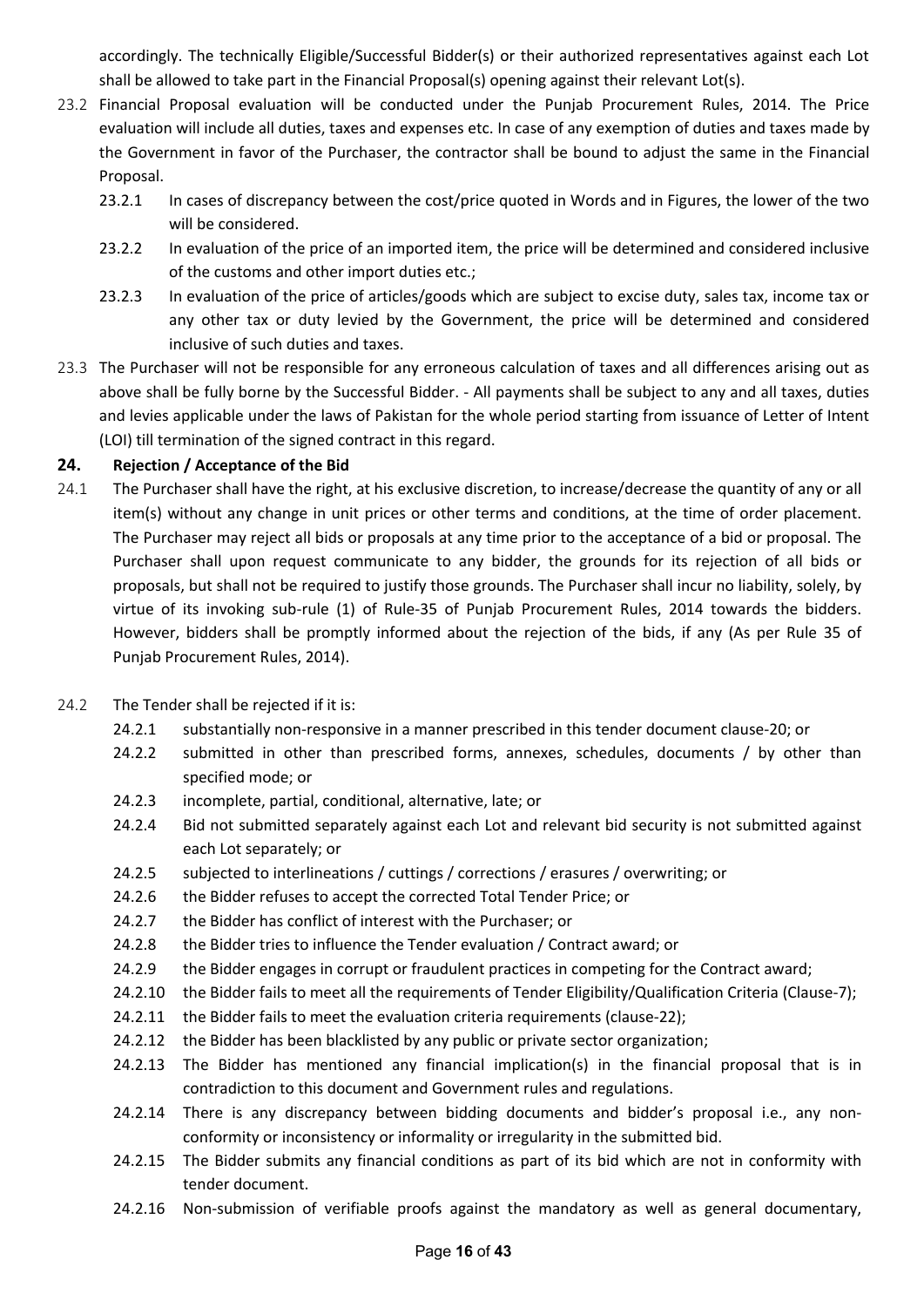accordingly. The technically Eligible/Successful Bidder(s) or their authorized representatives against each Lot shall be allowed to take part in the Financial Proposal(s) opening against their relevant Lot(s).

23.2 Financial Proposal evaluation will be conducted under the Punjab Procurement Rules, 2014. The Price evaluation will include all duties, taxes and expenses etc. In case of any exemption of duties and taxes made by the Government in favor of the Purchaser, the contractor shall be bound to adjust the same in the Financial Proposal.

- 23.2.1 In cases of discrepancy between the cost/price quoted in Words and in Figures, the lower of the two will be considered.
- 23.2.2 In evaluation of the price of an imported item, the price will be determined and considered inclusive of the customs and other import duties etc.;
- 23.2.3 In evaluation of the price of articles/goods which are subject to excise duty, sales tax, income tax or any other tax or duty levied by the Government, the price will be determined and considered inclusive of such duties and taxes.

23.3 The Purchaser will not be responsible for any erroneous calculation of taxes and all differences arising out as above shall be fully borne by the Successful Bidder. - All payments shall be subject to any and all taxes, duties and levies applicable under the laws of Pakistan for the whole period starting from issuance of Letter of Intent (LOI) till termination of the signed contract in this regard.

## 24. Rejection / Acceptance of the Bid

24.1 The Purchaser shall have the right, at his exclusive discretion, to increase/decrease the quantity of any or all item(s) without any change in unit prices or other terms and conditions, at the time of order placement. The Purchaser may reject all bids or proposals at any time prior to the acceptance of a bid or proposal. The Purchaser shall upon request communicate to any bidder, the grounds for its rejection of all bids or proposals, but shall not be required to justify those grounds. The Purchaser shall incur no liability, solely, by virtue of its invoking sub-rule (1) of Rule-35 of Punjab Procurement Rules, 2014 towards the bidders. However, bidders shall be promptly informed about the rejection of the bids, if any (As per Rule 35 of Punjab Procurement Rules, 2014).

24.2 The Tender shall be rejected if it is:

- 24.2.1 substantially non-responsive in a manner prescribed in this tender document clause-20; or
- 24.2.2 submitted in other than prescribed forms, annexes, schedules, documents / by other than specified mode; or
- 24.2.3 incomplete, partial, conditional, alternative, late; or
- 24.2.4 Bid not submitted separately against each Lot and relevant bid security is not submitted against each Lot separately; or
- 24.2.5 subjected to interlineations / cuttings / corrections / erasures / overwriting; or
- 24.2.6 the Bidder refuses to accept the corrected Total Tender Price; or
- 24.2.7 the Bidder has conflict of interest with the Purchaser; or
- 24.2.8 the Bidder tries to influence the Tender evaluation / Contract award; or
- 24.2.9 the Bidder engages in corrupt or fraudulent practices in competing for the Contract award;
- 24.2.10 the Bidder fails to meet all the requirements of Tender Eligibility/Qualification Criteria (Clause-7);
- 24.2.11 the Bidder fails to meet the evaluation criteria requirements (clause-22);
- 24.2.12 the Bidder has been blacklisted by any public or private sector organization;
- 24.2.13 The Bidder has mentioned any financial implication(s) in the financial proposal that is in contradiction to this document and Government rules and regulations.
- 24.2.14 There is any discrepancy between bidding documents and bidder's proposal i.e., any non-conformity or inconsistency or informality or irregularity in the submitted bid.
- 24.2.15 The Bidder submits any financial conditions as part of its bid which are not in conformity with tender document.
- 24.2.16 Non-submission of verifiable proofs against the mandatory as well as general documentary,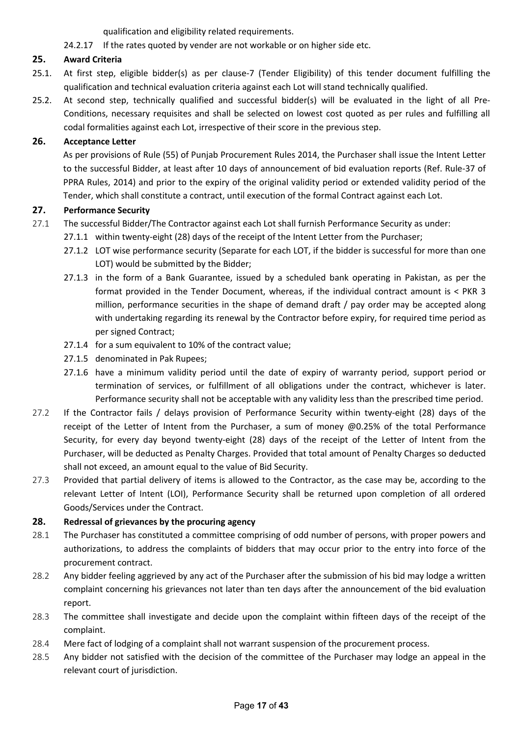qualification and eligibility related requirements.

24.2.17 If the rates quoted by vender are not workable or on higher side etc.

## 25. Award Criteria

25.1. At first step, eligible bidder(s) as per clause-7 (Tender Eligibility) of this tender document fulfilling the qualification and technical evaluation criteria against each Lot will stand technically qualified.

25.2. At second step, technically qualified and successful bidder(s) will be evaluated in the light of all Pre-Conditions, necessary requisites and shall be selected on lowest cost quoted as per rules and fulfilling all codal formalities against each Lot, irrespective of their score in the previous step.

## 26. Acceptance Letter

As per provisions of Rule (55) of Punjab Procurement Rules 2014, the Purchaser shall issue the Intent Letter to the successful Bidder, at least after 10 days of announcement of bid evaluation reports (Ref. Rule-37 of PPRA Rules, 2014) and prior to the expiry of the original validity period or extended validity period of the Tender, which shall constitute a contract, until execution of the formal Contract against each Lot.

## 27. Performance Security

27.1 The successful Bidder/The Contractor against each Lot shall furnish Performance Security as under:

27.1.1 within twenty-eight (28) days of the receipt of the Intent Letter from the Purchaser;

27.1.2 LOT wise performance security (Separate for each LOT, if the bidder is successful for more than one LOT) would be submitted by the Bidder;

27.1.3 in the form of a Bank Guarantee, issued by a scheduled bank operating in Pakistan, as per the format provided in the Tender Document, whereas, if the individual contract amount is < PKR 3 million, performance securities in the shape of demand draft / pay order may be accepted along with undertaking regarding its renewal by the Contractor before expiry, for required time period as per signed Contract;

27.1.4 for a sum equivalent to 10% of the contract value;

27.1.5 denominated in Pak Rupees;

27.1.6 have a minimum validity period until the date of expiry of warranty period, support period or termination of services, or fulfillment of all obligations under the contract, whichever is later. Performance security shall not be acceptable with any validity less than the prescribed time period.

27.2 If the Contractor fails / delays provision of Performance Security within twenty-eight (28) days of the receipt of the Letter of Intent from the Purchaser, a sum of money @0.25% of the total Performance Security, for every day beyond twenty-eight (28) days of the receipt of the Letter of Intent from the Purchaser, will be deducted as Penalty Charges. Provided that total amount of Penalty Charges so deducted shall not exceed, an amount equal to the value of Bid Security.

27.3 Provided that partial delivery of items is allowed to the Contractor, as the case may be, according to the relevant Letter of Intent (LOI), Performance Security shall be returned upon completion of all ordered Goods/Services under the Contract.

## 28. Redressal of grievances by the procuring agency

28.1 The Purchaser has constituted a committee comprising of odd number of persons, with proper powers and authorizations, to address the complaints of bidders that may occur prior to the entry into force of the procurement contract.

28.2 Any bidder feeling aggrieved by any act of the Purchaser after the submission of his bid may lodge a written complaint concerning his grievances not later than ten days after the announcement of the bid evaluation report.

28.3 The committee shall investigate and decide upon the complaint within fifteen days of the receipt of the complaint.

28.4 Mere fact of lodging of a complaint shall not warrant suspension of the procurement process.

28.5 Any bidder not satisfied with the decision of the committee of the Purchaser may lodge an appeal in the relevant court of jurisdiction.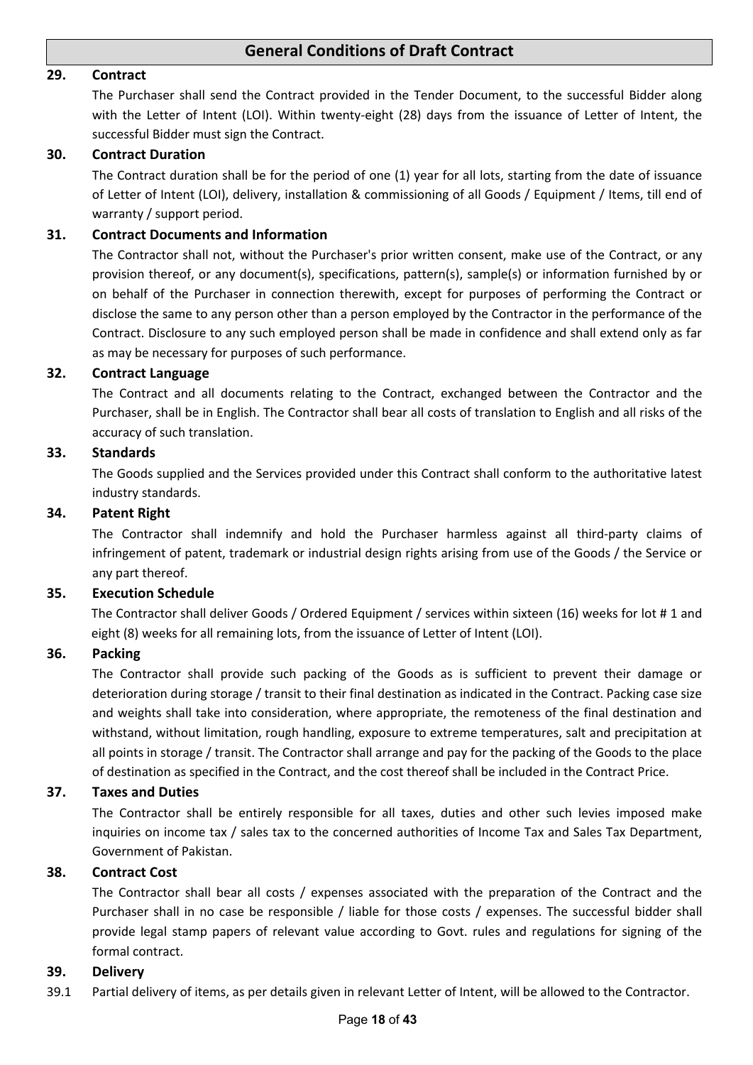## General Conditions of Draft Contract

### 29. Contract

The Purchaser shall send the Contract provided in the Tender Document, to the successful Bidder along with the Letter of Intent (LOI). Within twenty-eight (28) days from the issuance of Letter of Intent, the successful Bidder must sign the Contract.

### 30. Contract Duration

The Contract duration shall be for the period of one (1) year for all lots, starting from the date of issuance of Letter of Intent (LOI), delivery, installation & commissioning of all Goods / Equipment / Items, till end of warranty / support period.

### 31. Contract Documents and Information

The Contractor shall not, without the Purchaser's prior written consent, make use of the Contract, or any provision thereof, or any document(s), specifications, pattern(s), sample(s) or information furnished by or on behalf of the Purchaser in connection therewith, except for purposes of performing the Contract or disclose the same to any person other than a person employed by the Contractor in the performance of the Contract. Disclosure to any such employed person shall be made in confidence and shall extend only as far as may be necessary for purposes of such performance.

### 32. Contract Language

The Contract and all documents relating to the Contract, exchanged between the Contractor and the Purchaser, shall be in English. The Contractor shall bear all costs of translation to English and all risks of the accuracy of such translation.

### 33. Standards

The Goods supplied and the Services provided under this Contract shall conform to the authoritative latest industry standards.

### 34. Patent Right

The Contractor shall indemnify and hold the Purchaser harmless against all third-party claims of infringement of patent, trademark or industrial design rights arising from use of the Goods / the Service or any part thereof.

### 35. Execution Schedule

The Contractor shall deliver Goods / Ordered Equipment / services within sixteen (16) weeks for lot # 1 and eight (8) weeks for all remaining lots, from the issuance of Letter of Intent (LOI).

### 36. Packing

The Contractor shall provide such packing of the Goods as is sufficient to prevent their damage or deterioration during storage / transit to their final destination as indicated in the Contract. Packing case size and weights shall take into consideration, where appropriate, the remoteness of the final destination and withstand, without limitation, rough handling, exposure to extreme temperatures, salt and precipitation at all points in storage / transit. The Contractor shall arrange and pay for the packing of the Goods to the place of destination as specified in the Contract, and the cost thereof shall be included in the Contract Price.

### 37. Taxes and Duties

The Contractor shall be entirely responsible for all taxes, duties and other such levies imposed make inquiries on income tax / sales tax to the concerned authorities of Income Tax and Sales Tax Department, Government of Pakistan.

### 38. Contract Cost

The Contractor shall bear all costs / expenses associated with the preparation of the Contract and the Purchaser shall in no case be responsible / liable for those costs / expenses. The successful bidder shall provide legal stamp papers of relevant value according to Govt. rules and regulations for signing of the formal contract.

### 39. Delivery

39.1 Partial delivery of items, as per details given in relevant Letter of Intent, will be allowed to the Contractor.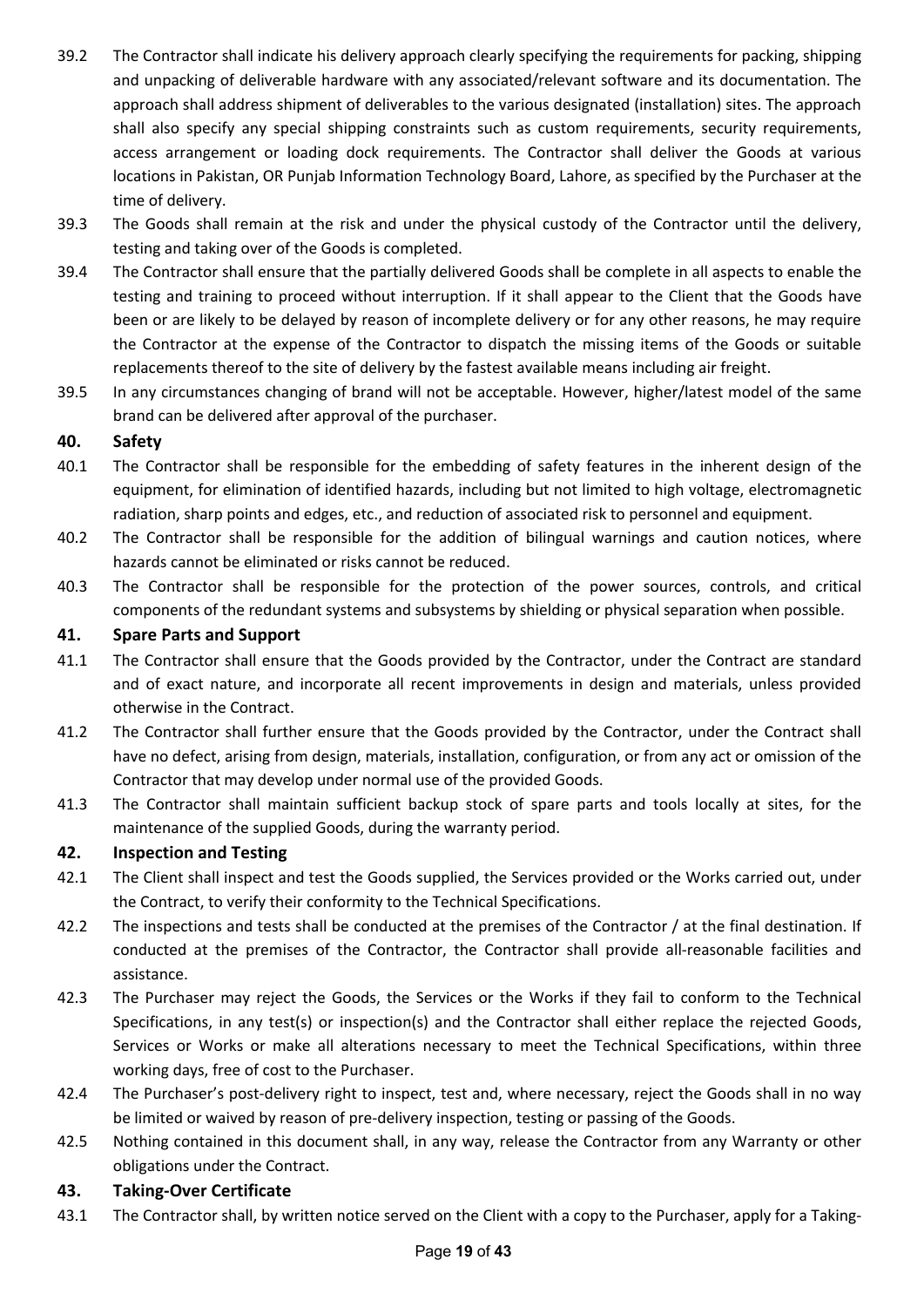39.2 The Contractor shall indicate his delivery approach clearly specifying the requirements for packing, shipping and unpacking of deliverable hardware with any associated/relevant software and its documentation. The approach shall address shipment of deliverables to the various designated (installation) sites. The approach shall also specify any special shipping constraints such as custom requirements, security requirements, access arrangement or loading dock requirements. The Contractor shall deliver the Goods at various locations in Pakistan, OR Punjab Information Technology Board, Lahore, as specified by the Purchaser at the time of delivery.

39.3 The Goods shall remain at the risk and under the physical custody of the Contractor until the delivery, testing and taking over of the Goods is completed.

39.4 The Contractor shall ensure that the partially delivered Goods shall be complete in all aspects to enable the testing and training to proceed without interruption. If it shall appear to the Client that the Goods have been or are likely to be delayed by reason of incomplete delivery or for any other reasons, he may require the Contractor at the expense of the Contractor to dispatch the missing items of the Goods or suitable replacements thereof to the site of delivery by the fastest available means including air freight.

39.5 In any circumstances changing of brand will not be acceptable. However, higher/latest model of the same brand can be delivered after approval of the purchaser.

## 40. Safety

40.1 The Contractor shall be responsible for the embedding of safety features in the inherent design of the equipment, for elimination of identified hazards, including but not limited to high voltage, electromagnetic radiation, sharp points and edges, etc., and reduction of associated risk to personnel and equipment.

40.2 The Contractor shall be responsible for the addition of bilingual warnings and caution notices, where hazards cannot be eliminated or risks cannot be reduced.

40.3 The Contractor shall be responsible for the protection of the power sources, controls, and critical components of the redundant systems and subsystems by shielding or physical separation when possible.

## 41. Spare Parts and Support

41.1 The Contractor shall ensure that the Goods provided by the Contractor, under the Contract are standard and of exact nature, and incorporate all recent improvements in design and materials, unless provided otherwise in the Contract.

41.2 The Contractor shall further ensure that the Goods provided by the Contractor, under the Contract shall have no defect, arising from design, materials, installation, configuration, or from any act or omission of the Contractor that may develop under normal use of the provided Goods.

41.3 The Contractor shall maintain sufficient backup stock of spare parts and tools locally at sites, for the maintenance of the supplied Goods, during the warranty period.

## 42. Inspection and Testing

42.1 The Client shall inspect and test the Goods supplied, the Services provided or the Works carried out, under the Contract, to verify their conformity to the Technical Specifications.

42.2 The inspections and tests shall be conducted at the premises of the Contractor / at the final destination. If conducted at the premises of the Contractor, the Contractor shall provide all-reasonable facilities and assistance.

42.3 The Purchaser may reject the Goods, the Services or the Works if they fail to conform to the Technical Specifications, in any test(s) or inspection(s) and the Contractor shall either replace the rejected Goods, Services or Works or make all alterations necessary to meet the Technical Specifications, within three working days, free of cost to the Purchaser.

42.4 The Purchaser's post-delivery right to inspect, test and, where necessary, reject the Goods shall in no way be limited or waived by reason of pre-delivery inspection, testing or passing of the Goods.

42.5 Nothing contained in this document shall, in any way, release the Contractor from any Warranty or other obligations under the Contract.

## 43. Taking-Over Certificate

43.1 The Contractor shall, by written notice served on the Client with a copy to the Purchaser, apply for a Taking-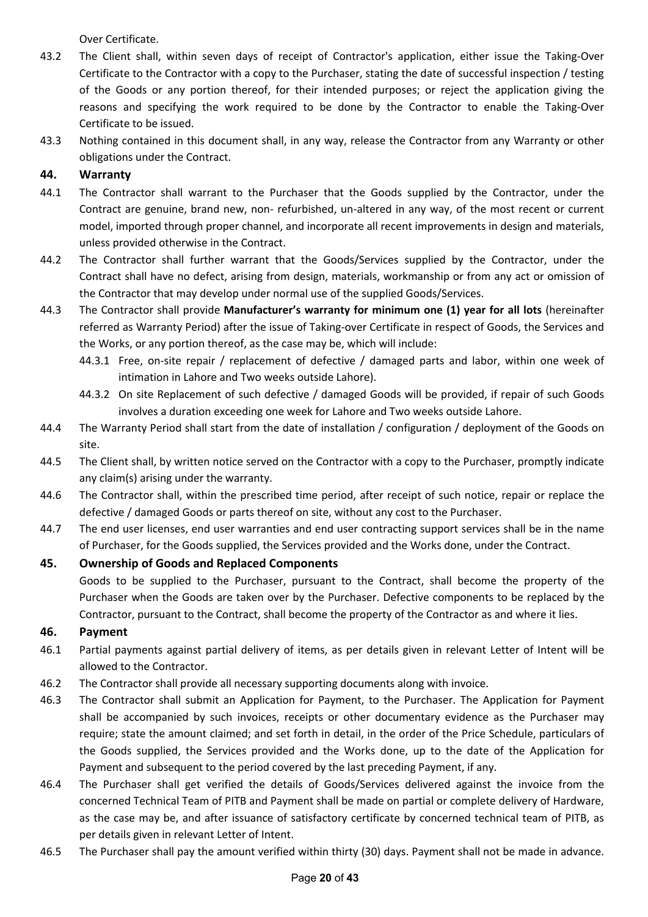Over Certificate.

43.2 The Client shall, within seven days of receipt of Contractor's application, either issue the Taking-Over Certificate to the Contractor with a copy to the Purchaser, stating the date of successful inspection / testing of the Goods or any portion thereof, for their intended purposes; or reject the application giving the reasons and specifying the work required to be done by the Contractor to enable the Taking-Over Certificate to be issued.

43.3 Nothing contained in this document shall, in any way, release the Contractor from any Warranty or other obligations under the Contract.

## 44. Warranty

44.1 The Contractor shall warrant to the Purchaser that the Goods supplied by the Contractor, under the Contract are genuine, brand new, non- refurbished, un-altered in any way, of the most recent or current model, imported through proper channel, and incorporate all recent improvements in design and materials, unless provided otherwise in the Contract.

44.2 The Contractor shall further warrant that the Goods/Services supplied by the Contractor, under the Contract shall have no defect, arising from design, materials, workmanship or from any act or omission of the Contractor that may develop under normal use of the supplied Goods/Services.

44.3 The Contractor shall provide **Manufacturer's warranty for minimum one (1) year for all lots** (hereinafter referred as Warranty Period) after the issue of Taking-over Certificate in respect of Goods, the Services and the Works, or any portion thereof, as the case may be, which will include:

- 44.3.1 Free, on-site repair / replacement of defective / damaged parts and labor, within one week of intimation in Lahore and Two weeks outside Lahore).
- 44.3.2 On site Replacement of such defective / damaged Goods will be provided, if repair of such Goods involves a duration exceeding one week for Lahore and Two weeks outside Lahore.

44.4 The Warranty Period shall start from the date of installation / configuration / deployment of the Goods on site.

44.5 The Client shall, by written notice served on the Contractor with a copy to the Purchaser, promptly indicate any claim(s) arising under the warranty.

44.6 The Contractor shall, within the prescribed time period, after receipt of such notice, repair or replace the defective / damaged Goods or parts thereof on site, without any cost to the Purchaser.

44.7 The end user licenses, end user warranties and end user contracting support services shall be in the name of Purchaser, for the Goods supplied, the Services provided and the Works done, under the Contract.

## 45. Ownership of Goods and Replaced Components

Goods to be supplied to the Purchaser, pursuant to the Contract, shall become the property of the Purchaser when the Goods are taken over by the Purchaser. Defective components to be replaced by the Contractor, pursuant to the Contract, shall become the property of the Contractor as and where it lies.

## 46. Payment

46.1 Partial payments against partial delivery of items, as per details given in relevant Letter of Intent will be allowed to the Contractor.

46.2 The Contractor shall provide all necessary supporting documents along with invoice.

46.3 The Contractor shall submit an Application for Payment, to the Purchaser. The Application for Payment shall be accompanied by such invoices, receipts or other documentary evidence as the Purchaser may require; state the amount claimed; and set forth in detail, in the order of the Price Schedule, particulars of the Goods supplied, the Services provided and the Works done, up to the date of the Application for Payment and subsequent to the period covered by the last preceding Payment, if any.

46.4 The Purchaser shall get verified the details of Goods/Services delivered against the invoice from the concerned Technical Team of PITB and Payment shall be made on partial or complete delivery of Hardware, as the case may be, and after issuance of satisfactory certificate by concerned technical team of PITB, as per details given in relevant Letter of Intent.

46.5 The Purchaser shall pay the amount verified within thirty (30) days. Payment shall not be made in advance.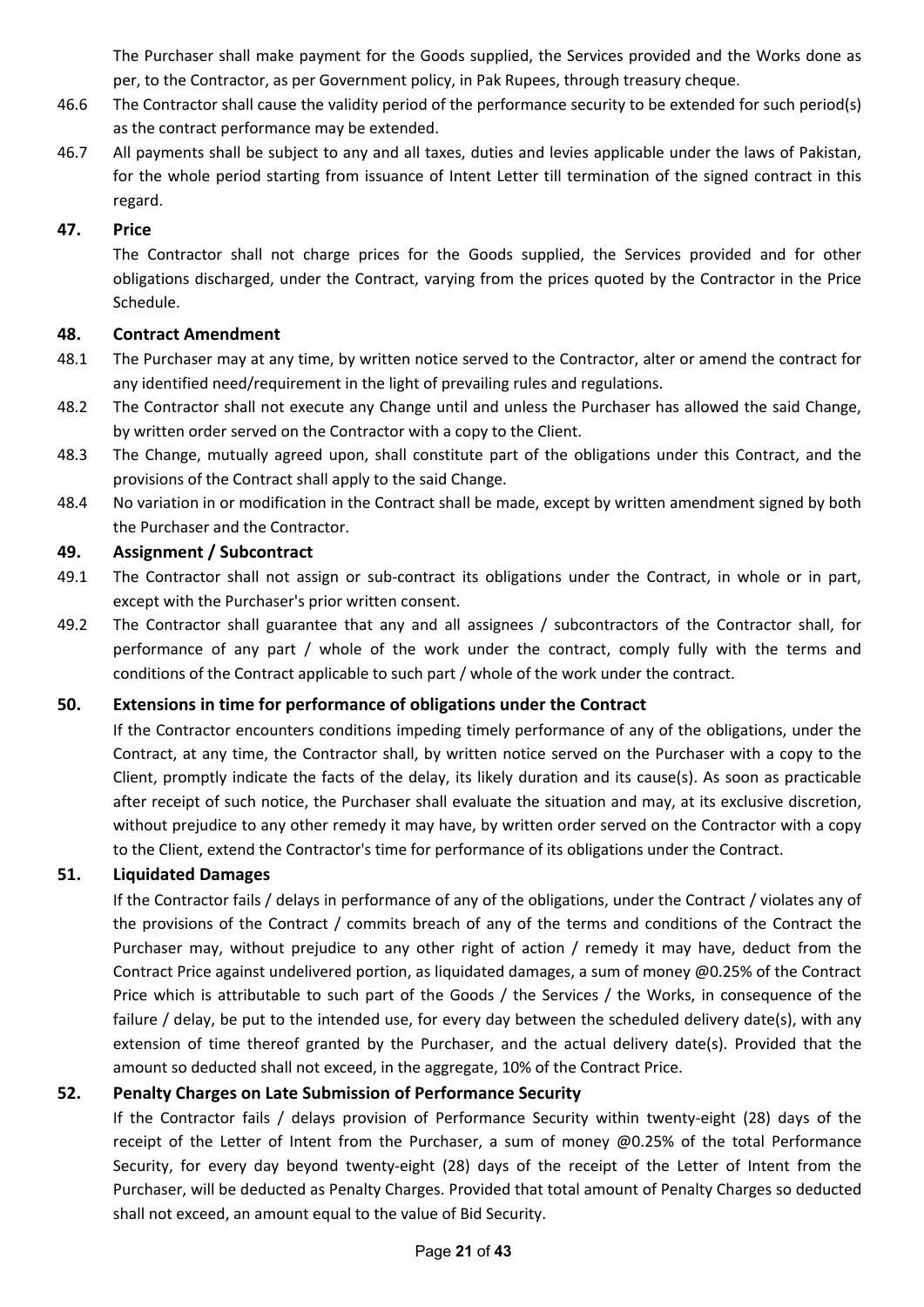The Purchaser shall make payment for the Goods supplied, the Services provided and the Works done as per, to the Contractor, as per Government policy, in Pak Rupees, through treasury cheque.

46.6 The Contractor shall cause the validity period of the performance security to be extended for such period(s) as the contract performance may be extended.

46.7 All payments shall be subject to any and all taxes, duties and levies applicable under the laws of Pakistan, for the whole period starting from issuance of Intent Letter till termination of the signed contract in this regard.

## 47. Price

The Contractor shall not charge prices for the Goods supplied, the Services provided and for other obligations discharged, under the Contract, varying from the prices quoted by the Contractor in the Price Schedule.

## 48. Contract Amendment

48.1 The Purchaser may at any time, by written notice served to the Contractor, alter or amend the contract for any identified need/requirement in the light of prevailing rules and regulations.

48.2 The Contractor shall not execute any Change until and unless the Purchaser has allowed the said Change, by written order served on the Contractor with a copy to the Client.

48.3 The Change, mutually agreed upon, shall constitute part of the obligations under this Contract, and the provisions of the Contract shall apply to the said Change.

48.4 No variation in or modification in the Contract shall be made, except by written amendment signed by both the Purchaser and the Contractor.

## 49. Assignment / Subcontract

49.1 The Contractor shall not assign or sub-contract its obligations under the Contract, in whole or in part, except with the Purchaser's prior written consent.

49.2 The Contractor shall guarantee that any and all assignees / subcontractors of the Contractor shall, for performance of any part / whole of the work under the contract, comply fully with the terms and conditions of the Contract applicable to such part / whole of the work under the contract.

## 50. Extensions in time for performance of obligations under the Contract

If the Contractor encounters conditions impeding timely performance of any of the obligations, under the Contract, at any time, the Contractor shall, by written notice served on the Purchaser with a copy to the Client, promptly indicate the facts of the delay, its likely duration and its cause(s). As soon as practicable after receipt of such notice, the Purchaser shall evaluate the situation and may, at its exclusive discretion, without prejudice to any other remedy it may have, by written order served on the Contractor with a copy to the Client, extend the Contractor's time for performance of its obligations under the Contract.

## 51. Liquidated Damages

If the Contractor fails / delays in performance of any of the obligations, under the Contract / violates any of the provisions of the Contract / commits breach of any of the terms and conditions of the Contract the Purchaser may, without prejudice to any other right of action / remedy it may have, deduct from the Contract Price against undelivered portion, as liquidated damages, a sum of money @0.25% of the Contract Price which is attributable to such part of the Goods / the Services / the Works, in consequence of the failure / delay, be put to the intended use, for every day between the scheduled delivery date(s), with any extension of time thereof granted by the Purchaser, and the actual delivery date(s). Provided that the amount so deducted shall not exceed, in the aggregate, 10% of the Contract Price.

## 52. Penalty Charges on Late Submission of Performance Security

If the Contractor fails / delays provision of Performance Security within twenty-eight (28) days of the receipt of the Letter of Intent from the Purchaser, a sum of money @0.25% of the total Performance Security, for every day beyond twenty-eight (28) days of the receipt of the Letter of Intent from the Purchaser, will be deducted as Penalty Charges. Provided that total amount of Penalty Charges so deducted shall not exceed, an amount equal to the value of Bid Security.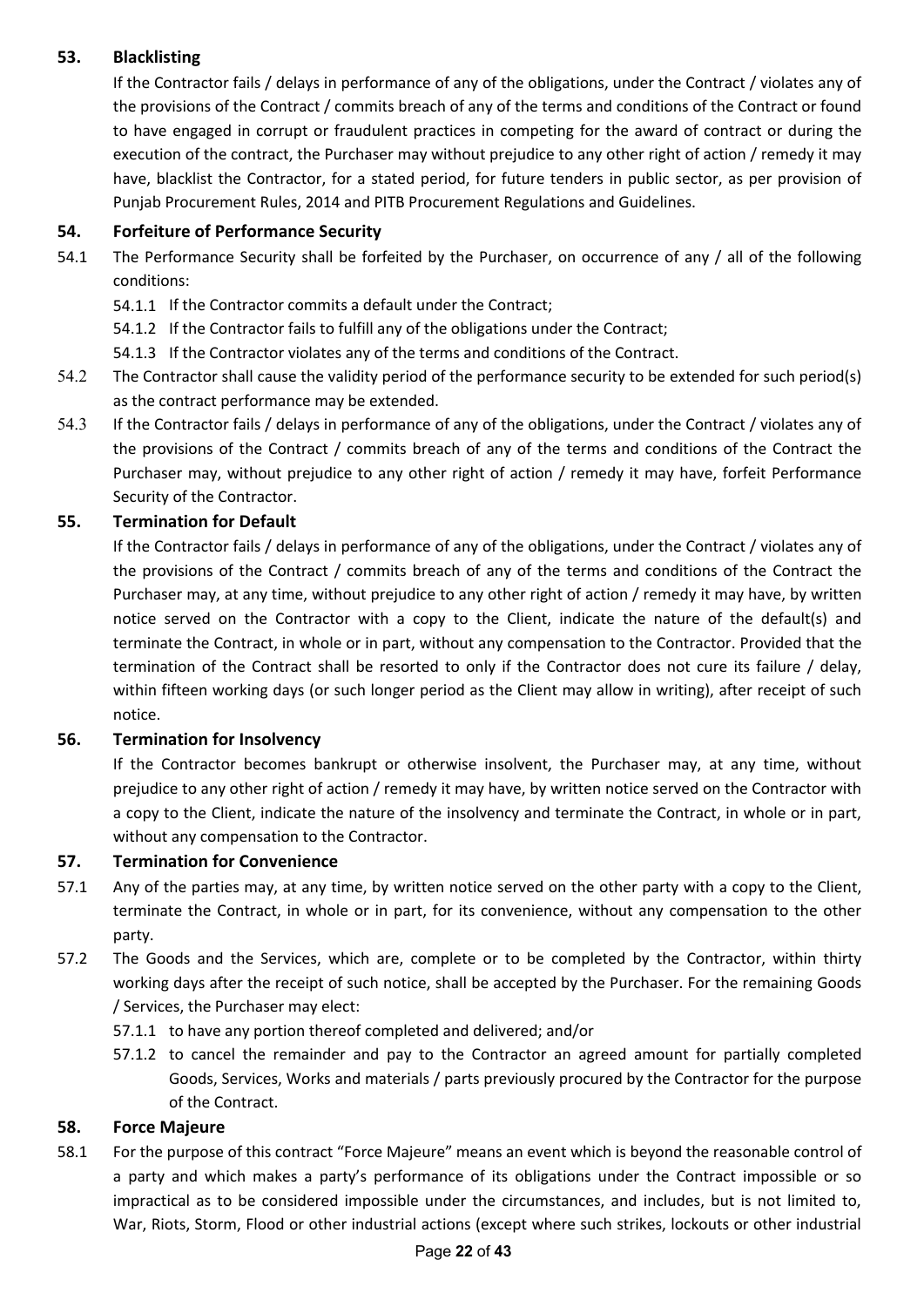### 53. Blacklisting

If the Contractor fails / delays in performance of any of the obligations, under the Contract / violates any of the provisions of the Contract / commits breach of any of the terms and conditions of the Contract or found to have engaged in corrupt or fraudulent practices in competing for the award of contract or during the execution of the contract, the Purchaser may without prejudice to any other right of action / remedy it may have, blacklist the Contractor, for a stated period, for future tenders in public sector, as per provision of Punjab Procurement Rules, 2014 and PITB Procurement Regulations and Guidelines.

### 54. Forfeiture of Performance Security

54.1 The Performance Security shall be forfeited by the Purchaser, on occurrence of any / all of the following conditions:

- 54.1.1 If the Contractor commits a default under the Contract;
- 54.1.2 If the Contractor fails to fulfill any of the obligations under the Contract;
- 54.1.3 If the Contractor violates any of the terms and conditions of the Contract.

54.2 The Contractor shall cause the validity period of the performance security to be extended for such period(s) as the contract performance may be extended.

54.3 If the Contractor fails / delays in performance of any of the obligations, under the Contract / violates any of the provisions of the Contract / commits breach of any of the terms and conditions of the Contract the Purchaser may, without prejudice to any other right of action / remedy it may have, forfeit Performance Security of the Contractor.

### 55. Termination for Default

If the Contractor fails / delays in performance of any of the obligations, under the Contract / violates any of the provisions of the Contract / commits breach of any of the terms and conditions of the Contract the Purchaser may, at any time, without prejudice to any other right of action / remedy it may have, by written notice served on the Contractor with a copy to the Client, indicate the nature of the default(s) and terminate the Contract, in whole or in part, without any compensation to the Contractor. Provided that the termination of the Contract shall be resorted to only if the Contractor does not cure its failure / delay, within fifteen working days (or such longer period as the Client may allow in writing), after receipt of such notice.

### 56. Termination for Insolvency

If the Contractor becomes bankrupt or otherwise insolvent, the Purchaser may, at any time, without prejudice to any other right of action / remedy it may have, by written notice served on the Contractor with a copy to the Client, indicate the nature of the insolvency and terminate the Contract, in whole or in part, without any compensation to the Contractor.

### 57. Termination for Convenience

57.1 Any of the parties may, at any time, by written notice served on the other party with a copy to the Client, terminate the Contract, in whole or in part, for its convenience, without any compensation to the other party.

57.2 The Goods and the Services, which are, complete or to be completed by the Contractor, within thirty working days after the receipt of such notice, shall be accepted by the Purchaser. For the remaining Goods / Services, the Purchaser may elect:

- 57.1.1 to have any portion thereof completed and delivered; and/or
- 57.1.2 to cancel the remainder and pay to the Contractor an agreed amount for partially completed Goods, Services, Works and materials / parts previously procured by the Contractor for the purpose of the Contract.

### 58. Force Majeure

58.1 For the purpose of this contract "Force Majeure" means an event which is beyond the reasonable control of a party and which makes a party's performance of its obligations under the Contract impossible or so impractical as to be considered impossible under the circumstances, and includes, but is not limited to, War, Riots, Storm, Flood or other industrial actions (except where such strikes, lockouts or other industrial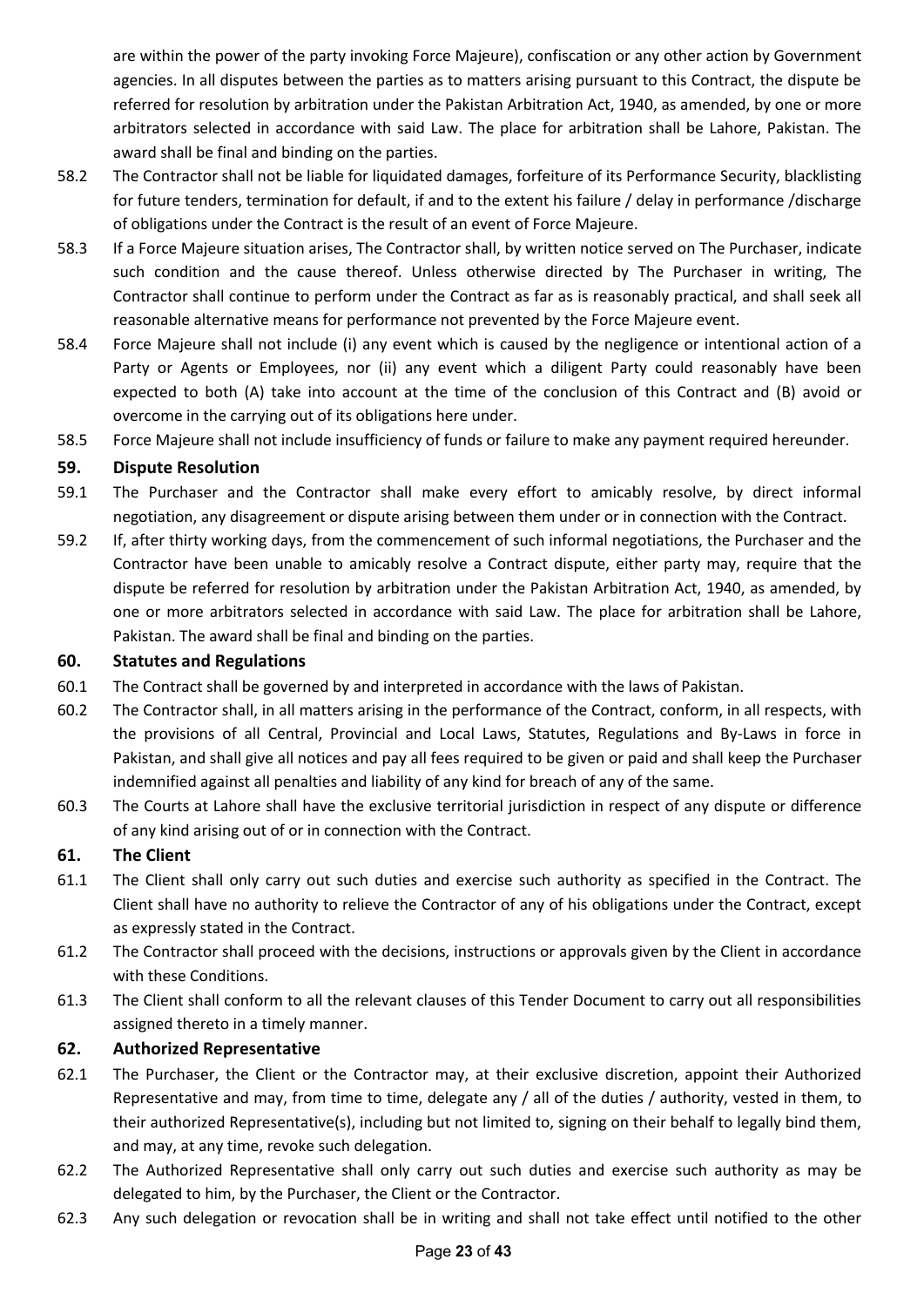are within the power of the party invoking Force Majeure), confiscation or any other action by Government agencies. In all disputes between the parties as to matters arising pursuant to this Contract, the dispute be referred for resolution by arbitration under the Pakistan Arbitration Act, 1940, as amended, by one or more arbitrators selected in accordance with said Law. The place for arbitration shall be Lahore, Pakistan. The award shall be final and binding on the parties.

58.2 The Contractor shall not be liable for liquidated damages, forfeiture of its Performance Security, blacklisting for future tenders, termination for default, if and to the extent his failure / delay in performance /discharge of obligations under the Contract is the result of an event of Force Majeure.

58.3 If a Force Majeure situation arises, The Contractor shall, by written notice served on The Purchaser, indicate such condition and the cause thereof. Unless otherwise directed by The Purchaser in writing, The Contractor shall continue to perform under the Contract as far as is reasonably practical, and shall seek all reasonable alternative means for performance not prevented by the Force Majeure event.

58.4 Force Majeure shall not include (i) any event which is caused by the negligence or intentional action of a Party or Agents or Employees, nor (ii) any event which a diligent Party could reasonably have been expected to both (A) take into account at the time of the conclusion of this Contract and (B) avoid or overcome in the carrying out of its obligations here under.

58.5 Force Majeure shall not include insufficiency of funds or failure to make any payment required hereunder.

## 59. Dispute Resolution

59.1 The Purchaser and the Contractor shall make every effort to amicably resolve, by direct informal negotiation, any disagreement or dispute arising between them under or in connection with the Contract.

59.2 If, after thirty working days, from the commencement of such informal negotiations, the Purchaser and the Contractor have been unable to amicably resolve a Contract dispute, either party may, require that the dispute be referred for resolution by arbitration under the Pakistan Arbitration Act, 1940, as amended, by one or more arbitrators selected in accordance with said Law. The place for arbitration shall be Lahore, Pakistan. The award shall be final and binding on the parties.

## 60. Statutes and Regulations

60.1 The Contract shall be governed by and interpreted in accordance with the laws of Pakistan.

60.2 The Contractor shall, in all matters arising in the performance of the Contract, conform, in all respects, with the provisions of all Central, Provincial and Local Laws, Statutes, Regulations and By-Laws in force in Pakistan, and shall give all notices and pay all fees required to be given or paid and shall keep the Purchaser indemnified against all penalties and liability of any kind for breach of any of the same.

60.3 The Courts at Lahore shall have the exclusive territorial jurisdiction in respect of any dispute or difference of any kind arising out of or in connection with the Contract.

## 61. The Client

61.1 The Client shall only carry out such duties and exercise such authority as specified in the Contract. The Client shall have no authority to relieve the Contractor of any of his obligations under the Contract, except as expressly stated in the Contract.

61.2 The Contractor shall proceed with the decisions, instructions or approvals given by the Client in accordance with these Conditions.

61.3 The Client shall conform to all the relevant clauses of this Tender Document to carry out all responsibilities assigned thereto in a timely manner.

## 62. Authorized Representative

62.1 The Purchaser, the Client or the Contractor may, at their exclusive discretion, appoint their Authorized Representative and may, from time to time, delegate any / all of the duties / authority, vested in them, to their authorized Representative(s), including but not limited to, signing on their behalf to legally bind them, and may, at any time, revoke such delegation.

62.2 The Authorized Representative shall only carry out such duties and exercise such authority as may be delegated to him, by the Purchaser, the Client or the Contractor.

62.3 Any such delegation or revocation shall be in writing and shall not take effect until notified to the other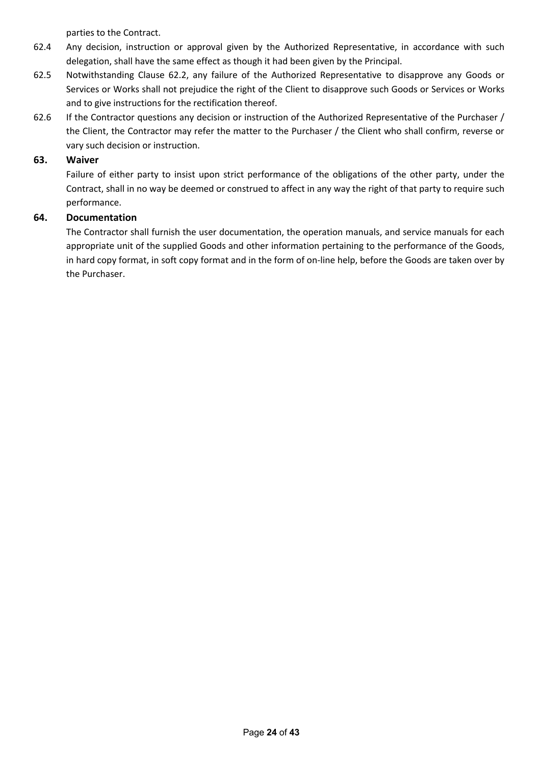parties to the Contract.

62.4 Any decision, instruction or approval given by the Authorized Representative, in accordance with such delegation, shall have the same effect as though it had been given by the Principal.

62.5 Notwithstanding Clause 62.2, any failure of the Authorized Representative to disapprove any Goods or Services or Works shall not prejudice the right of the Client to disapprove such Goods or Services or Works and to give instructions for the rectification thereof.

62.6 If the Contractor questions any decision or instruction of the Authorized Representative of the Purchaser / the Client, the Contractor may refer the matter to the Purchaser / the Client who shall confirm, reverse or vary such decision or instruction.

## 63. Waiver

Failure of either party to insist upon strict performance of the obligations of the other party, under the Contract, shall in no way be deemed or construed to affect in any way the right of that party to require such performance.

## 64. Documentation

The Contractor shall furnish the user documentation, the operation manuals, and service manuals for each appropriate unit of the supplied Goods and other information pertaining to the performance of the Goods, in hard copy format, in soft copy format and in the form of on-line help, before the Goods are taken over by the Purchaser.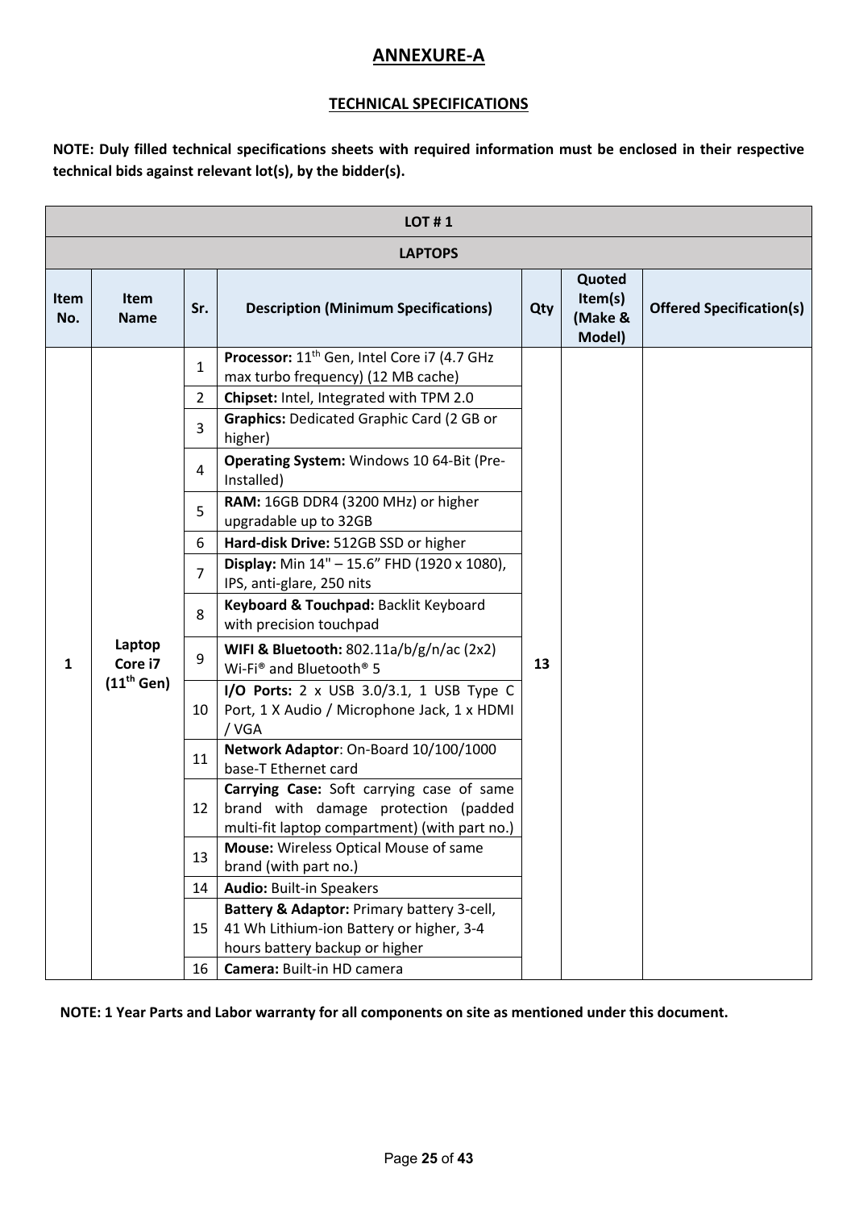# ANNEXURE-A

## TECHNICAL SPECIFICATIONS

**NOTE: Duly filled technical specifications sheets with required information must be enclosed in their respective technical bids against relevant lot(s), by the bidder(s).**

| LOT # 1 | | | | | | |
|---|---|---|---|---|---|---|
| **LAPTOPS** | | | | | | |
| **Item No.** | **Item Name** | **Sr.** | **Description (Minimum Specifications)** | **Qty** | **Quoted Item(s) (Make & Model)** | **Offered Specification(s)** |
| 1 | **Laptop Core i7 (11th Gen)** | 1 | **Processor:** 11th Gen, Intel Core i7 (4.7 GHz max turbo frequency) (12 MB cache) | 13 | | |
| | | 2 | **Chipset:** Intel, Integrated with TPM 2.0 | | | |
| | | 3 | **Graphics:** Dedicated Graphic Card (2 GB or higher) | | | |
| | | 4 | **Operating System:** Windows 10 64-Bit (Pre-Installed) | | | |
| | | 5 | **RAM:** 16GB DDR4 (3200 MHz) or higher upgradable up to 32GB | | | |
| | | 6 | **Hard-disk Drive:** 512GB SSD or higher | | | |
| | | 7 | **Display:** Min 14" – 15.6" FHD (1920 x 1080), IPS, anti-glare, 250 nits | | | |
| | | 8 | **Keyboard & Touchpad:** Backlit Keyboard with precision touchpad | | | |
| | | 9 | **WIFI & Bluetooth:** 802.11a/b/g/n/ac (2x2) Wi-Fi® and Bluetooth® 5 | | | |
| | | 10 | **I/O Ports:** 2 x USB 3.0/3.1, 1 USB Type C Port, 1 X Audio / Microphone Jack, 1 x HDMI / VGA | | | |
| | | 11 | **Network Adaptor**: On-Board 10/100/1000 base-T Ethernet card | | | |
| | | 12 | **Carrying Case:** Soft carrying case of same brand with damage protection (padded multi-fit laptop compartment) (with part no.) | | | |
| | | 13 | **Mouse:** Wireless Optical Mouse of same brand (with part no.) | | | |
| | | 14 | **Audio:** Built-in Speakers | | | |
| | | 15 | **Battery & Adaptor:** Primary battery 3-cell, 41 Wh Lithium-ion Battery or higher, 3-4 hours battery backup or higher | | | |
| | | 16 | **Camera:** Built-in HD camera | | | |

**NOTE: 1 Year Parts and Labor warranty for all components on site as mentioned under this document.**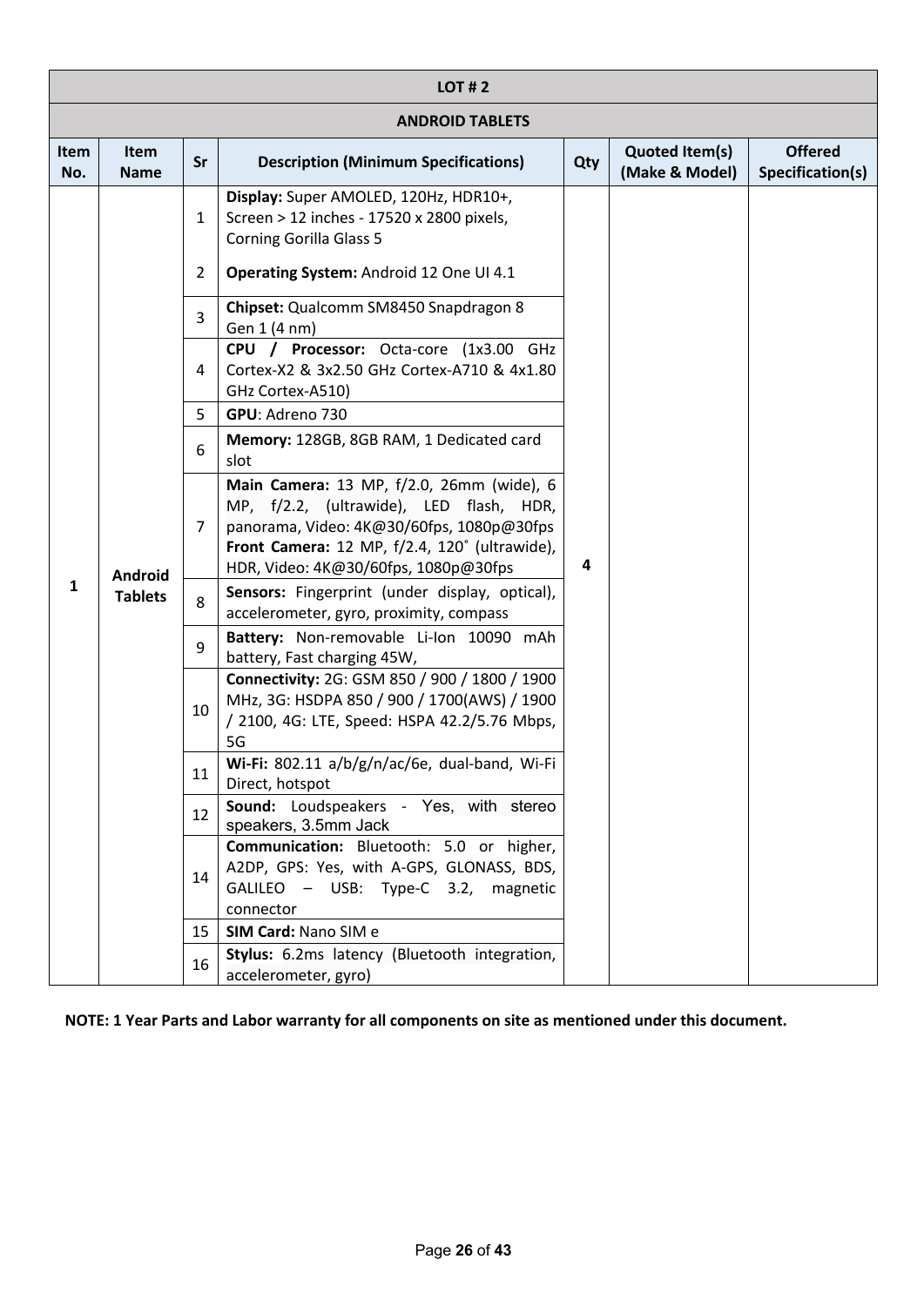| LOT # 2 | | | | | | |
|---|---|---|---|---|---|---|
| **ANDROID TABLETS** | | | | | | |
| **Item No.** | **Item Name** | **Sr** | **Description (Minimum Specifications)** | **Qty** | **Quoted Item(s) (Make & Model)** | **Offered Specification(s)** |
| 1 | **Android Tablets** | 1 | **Display:** Super AMOLED, 120Hz, HDR10+, Screen > 12 inches - 17520 x 2800 pixels, Corning Gorilla Glass 5 | 4 | | |
| | | 2 | **Operating System:** Android 12 One UI 4.1 | | | |
| | | 3 | **Chipset:** Qualcomm SM8450 Snapdragon 8 Gen 1 (4 nm) | | | |
| | | 4 | **CPU / Processor:** Octa-core (1x3.00 GHz Cortex-X2 & 3x2.50 GHz Cortex-A710 & 4x1.80 GHz Cortex-A510) | | | |
| | | 5 | **GPU**: Adreno 730 | | | |
| | | 6 | **Memory:** 128GB, 8GB RAM, 1 Dedicated card slot | | | |
| | | 7 | **Main Camera:** 13 MP, f/2.0, 26mm (wide), 6 MP, f/2.2, (ultrawide), LED flash, HDR, panorama, Video: 4K@30/60fps, 1080p@30fps **Front Camera:** 12 MP, f/2.4, 120˚ (ultrawide), HDR, Video: 4K@30/60fps, 1080p@30fps | | | |
| | | 8 | **Sensors:** Fingerprint (under display, optical), accelerometer, gyro, proximity, compass | | | |
| | | 9 | **Battery:** Non-removable Li-Ion 10090 mAh battery, Fast charging 45W, | | | |
| | | 10 | **Connectivity:** 2G: GSM 850 / 900 / 1800 / 1900 MHz, 3G: HSDPA 850 / 900 / 1700(AWS) / 1900 / 2100, 4G: LTE, Speed: HSPA 42.2/5.76 Mbps, 5G | | | |
| | | 11 | **Wi-Fi:** 802.11 a/b/g/n/ac/6e, dual-band, Wi-Fi Direct, hotspot | | | |
| | | 12 | **Sound:** Loudspeakers - Yes, with stereo speakers, 3.5mm Jack | | | |
| | | 14 | **Communication:** Bluetooth: 5.0 or higher, A2DP, GPS: Yes, with A-GPS, GLONASS, BDS, GALILEO – USB: Type-C 3.2, magnetic connector | | | |
| | | 15 | **SIM Card:** Nano SIM e | | | |
| | | 16 | **Stylus:** 6.2ms latency (Bluetooth integration, accelerometer, gyro) | | | |

**NOTE: 1 Year Parts and Labor warranty for all components on site as mentioned under this document.**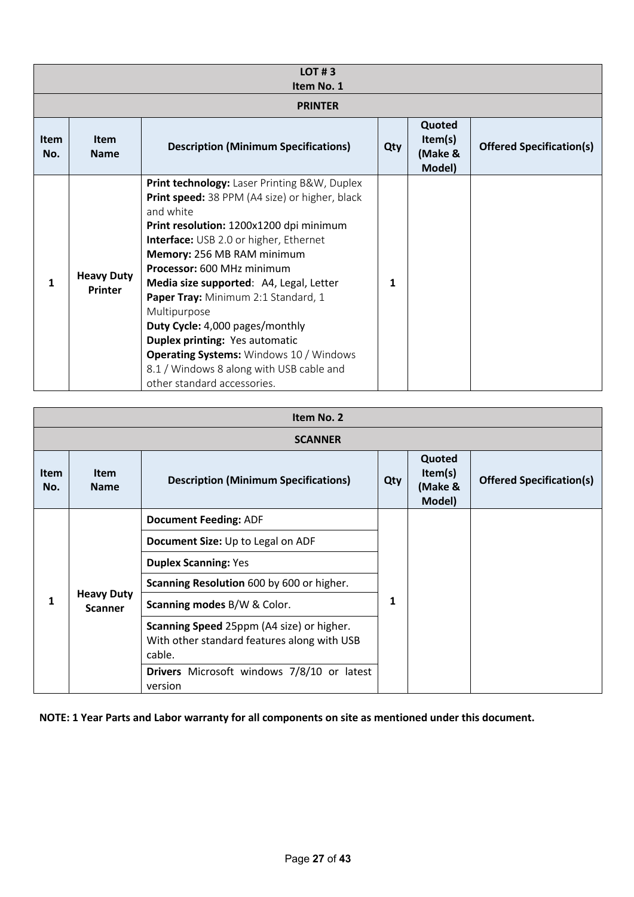| LOT # 3<br>Item No. 1 | | | | | |
|---|---|---|---|---|---|
| **PRINTER** | | | | | |
| **Item No.** | **Item Name** | **Description (Minimum Specifications)** | **Qty** | **Quoted Item(s) (Make & Model)** | **Offered Specification(s)** |
| 1 | **Heavy Duty Printer** | **Print technology:** Laser Printing B&W, Duplex<br>**Print speed:** 38 PPM (A4 size) or higher, black and white<br>**Print resolution:** 1200x1200 dpi minimum<br>**Interface:** USB 2.0 or higher, Ethernet<br>**Memory:** 256 MB RAM minimum<br>**Processor:** 600 MHz minimum<br>**Media size supported**: A4, Legal, Letter<br>**Paper Tray:** Minimum 2:1 Standard, 1 Multipurpose<br>**Duty Cycle:** 4,000 pages/monthly<br>**Duplex printing:** Yes automatic<br>**Operating Systems:** Windows 10 / Windows 8.1 / Windows 8 along with USB cable and other standard accessories. | 1 | | |

| Item No. 2 | | | | | |
|---|---|---|---|---|---|
| **SCANNER** | | | | | |
| **Item No.** | **Item Name** | **Description (Minimum Specifications)** | **Qty** | **Quoted Item(s) (Make & Model)** | **Offered Specification(s)** |
| 1 | **Heavy Duty Scanner** | **Document Feeding:** ADF | 1 | | |
| | | **Document Size:** Up to Legal on ADF | | | |
| | | **Duplex Scanning:** Yes | | | |
| | | **Scanning Resolution** 600 by 600 or higher. | | | |
| | | **Scanning modes** B/W & Color. | | | |
| | | **Scanning Speed** 25ppm (A4 size) or higher. With other standard features along with USB cable. | | | |
| | | **Drivers** Microsoft windows 7/8/10 or latest version | | | |

**NOTE: 1 Year Parts and Labor warranty for all components on site as mentioned under this document.**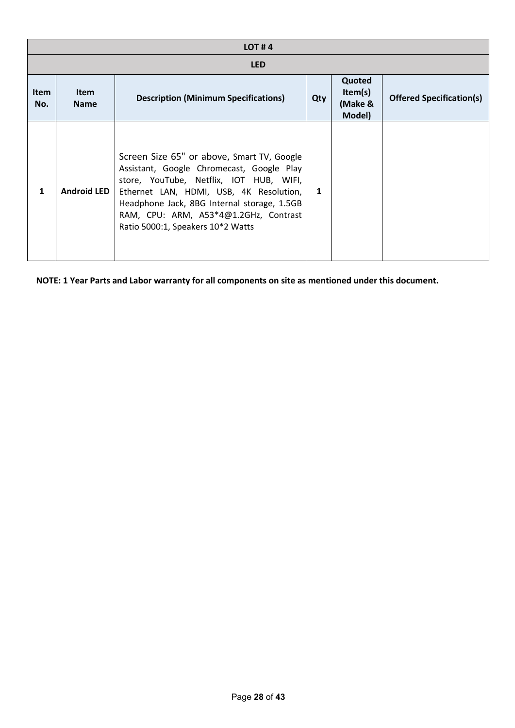| LOT # 4 | | | | | |
|---|---|---|---|---|---|
| **LED** | | | | | |
| **Item No.** | **Item Name** | **Description (Minimum Specifications)** | **Qty** | **Quoted Item(s) (Make & Model)** | **Offered Specification(s)** |
| **1** | **Android LED** | Screen Size 65" or above, Smart TV, Google Assistant, Google Chromecast, Google Play store, YouTube, Netflix, IOT HUB, WIFI, Ethernet LAN, HDMI, USB, 4K Resolution, Headphone Jack, 8BG Internal storage, 1.5GB RAM, CPU: ARM, A53*4@1.2GHz, Contrast Ratio 5000:1, Speakers 10*2 Watts | **1** | | |

**NOTE: 1 Year Parts and Labor warranty for all components on site as mentioned under this document.**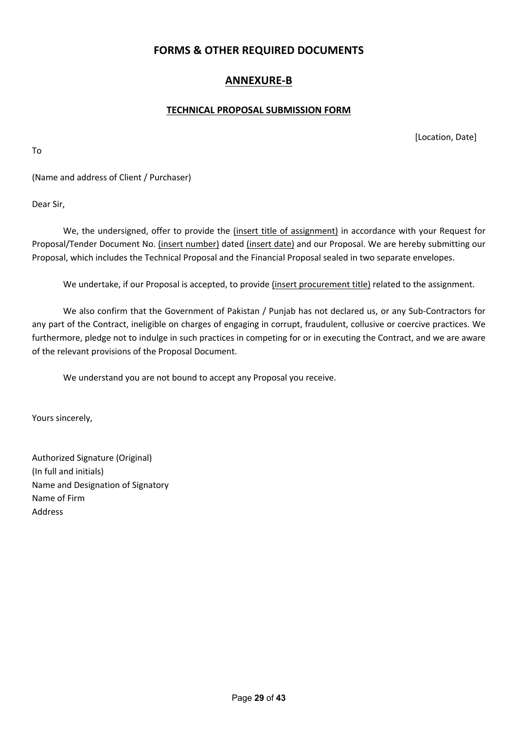# FORMS & OTHER REQUIRED DOCUMENTS

## ANNEXURE-B

### TECHNICAL PROPOSAL SUBMISSION FORM

[Location, Date]

To

(Name and address of Client / Purchaser)

Dear Sir,

We, the undersigned, offer to provide the (insert title of assignment) in accordance with your Request for Proposal/Tender Document No. (insert number) dated (insert date) and our Proposal. We are hereby submitting our Proposal, which includes the Technical Proposal and the Financial Proposal sealed in two separate envelopes.

We undertake, if our Proposal is accepted, to provide (insert procurement title) related to the assignment.

We also confirm that the Government of Pakistan / Punjab has not declared us, or any Sub-Contractors for any part of the Contract, ineligible on charges of engaging in corrupt, fraudulent, collusive or coercive practices. We furthermore, pledge not to indulge in such practices in competing for or in executing the Contract, and we are aware of the relevant provisions of the Proposal Document.

We understand you are not bound to accept any Proposal you receive.

Yours sincerely,

Authorized Signature (Original)
(In full and initials)
Name and Designation of Signatory
Name of Firm
Address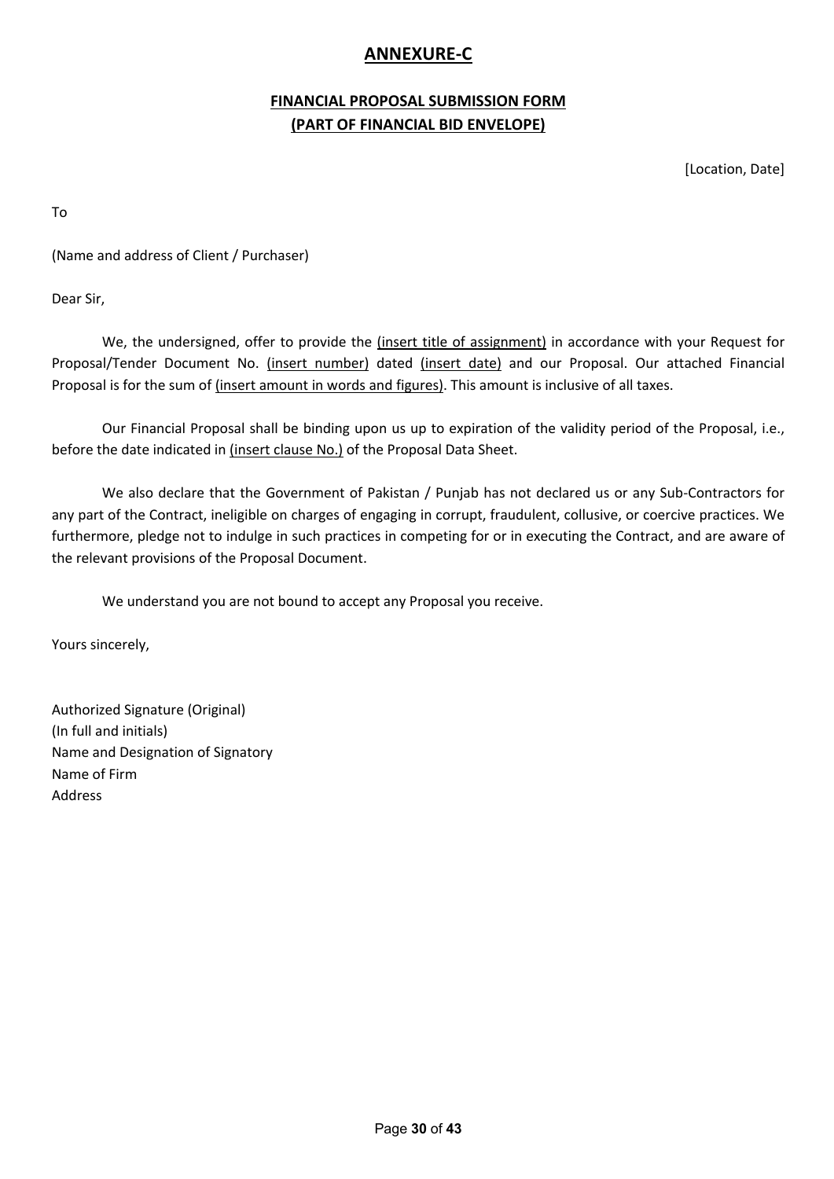# ANNEXURE-C

## FINANCIAL PROPOSAL SUBMISSION FORM (PART OF FINANCIAL BID ENVELOPE)

[Location, Date]

To

(Name and address of Client / Purchaser)

Dear Sir,

We, the undersigned, offer to provide the (insert title of assignment) in accordance with your Request for Proposal/Tender Document No. (insert number) dated (insert date) and our Proposal. Our attached Financial Proposal is for the sum of (insert amount in words and figures). This amount is inclusive of all taxes.

Our Financial Proposal shall be binding upon us up to expiration of the validity period of the Proposal, i.e., before the date indicated in (insert clause No.) of the Proposal Data Sheet.

We also declare that the Government of Pakistan / Punjab has not declared us or any Sub-Contractors for any part of the Contract, ineligible on charges of engaging in corrupt, fraudulent, collusive, or coercive practices. We furthermore, pledge not to indulge in such practices in competing for or in executing the Contract, and are aware of the relevant provisions of the Proposal Document.

We understand you are not bound to accept any Proposal you receive.

Yours sincerely,

Authorized Signature (Original)
(In full and initials)
Name and Designation of Signatory
Name of Firm
Address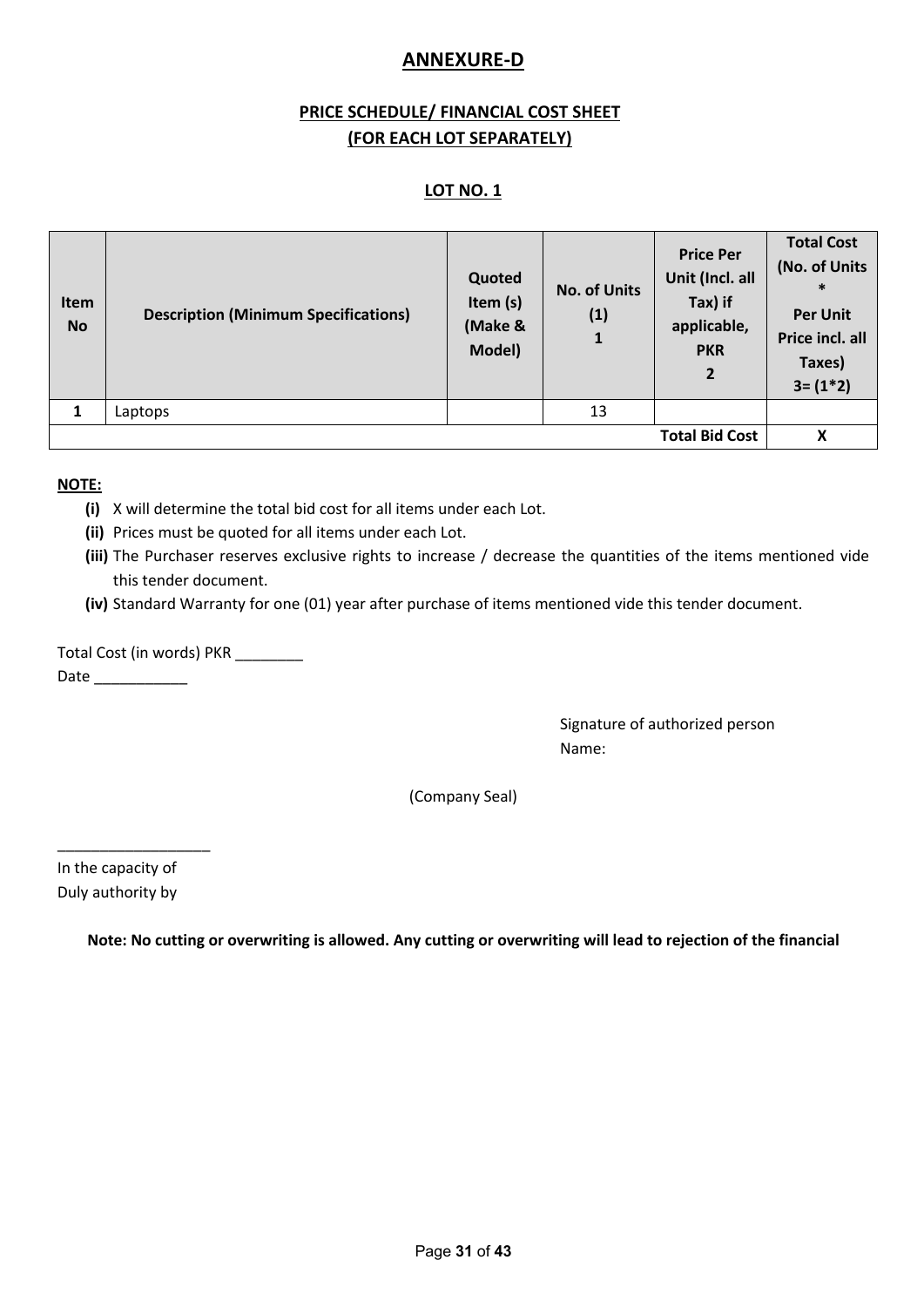## ANNEXURE-D

### PRICE SCHEDULE/ FINANCIAL COST SHEET (FOR EACH LOT SEPARATELY)

### LOT NO. 1

| Item No | Description (Minimum Specifications) | Quoted Item (s) (Make & Model) | No. of Units (1) 1 | Price Per Unit (Incl. all Tax) if applicable, PKR 2 | Total Cost (No. of Units * Per Unit Price incl. all Taxes) 3= (1*2) |
|---|---|---|---|---|---|
| 1 | Laptops | | 13 | | |
| | | | | **Total Bid Cost** | **X** |

**NOTE:**

- **(i)** X will determine the total bid cost for all items under each Lot.
- **(ii)** Prices must be quoted for all items under each Lot.
- **(iii)** The Purchaser reserves exclusive rights to increase / decrease the quantities of the items mentioned vide this tender document.
- **(iv)** Standard Warranty for one (01) year after purchase of items mentioned vide this tender document.

Total Cost (in words) PKR ________

Date ___________

Signature of authorized person

Name:

(Company Seal)

__________________

In the capacity of

Duly authority by

**Note: No cutting or overwriting is allowed. Any cutting or overwriting will lead to rejection of the financial**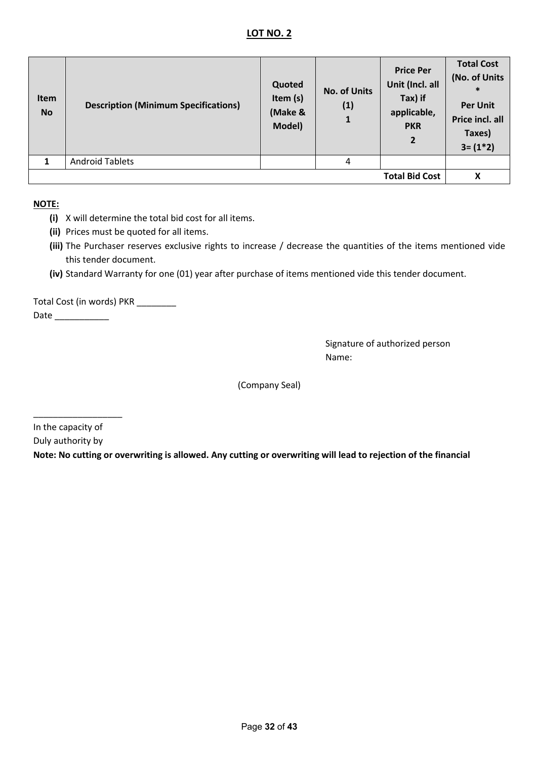## LOT NO. 2

| Item No | Description (Minimum Specifications) | Quoted Item (s) (Make & Model) | No. of Units (1) 1 | Price Per Unit (Incl. all Tax) if applicable, PKR 2 | Total Cost (No. of Units * Per Unit Price incl. all Taxes) 3= (1*2) |
|---|---|---|---|---|---|
| 1 | Android Tablets | | 4 | | |
| | | | | **Total Bid Cost** | **X** |

**NOTE:**

- **(i)** X will determine the total bid cost for all items.
- **(ii)** Prices must be quoted for all items.
- **(iii)** The Purchaser reserves exclusive rights to increase / decrease the quantities of the items mentioned vide this tender document.
- **(iv)** Standard Warranty for one (01) year after purchase of items mentioned vide this tender document.

Total Cost (in words) PKR ________

Date ___________

Signature of authorized person

Name:

(Company Seal)

__________________

In the capacity of

Duly authority by

**Note: No cutting or overwriting is allowed. Any cutting or overwriting will lead to rejection of the financial**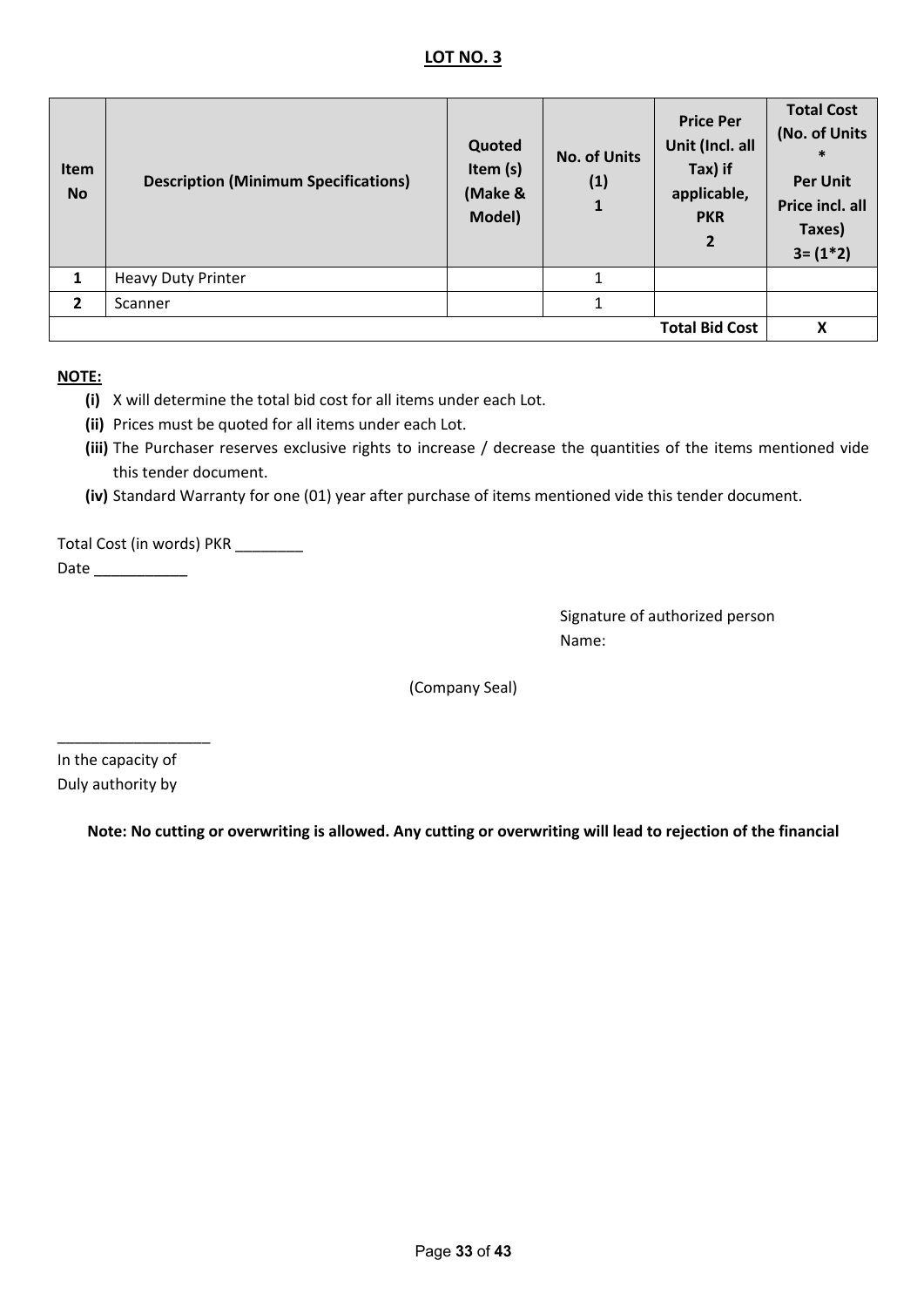## LOT NO. 3

| Item No | Description (Minimum Specifications) | Quoted Item (s) (Make & Model) | No. of Units (1) 1 | Price Per Unit (Incl. all Tax) if applicable, PKR 2 | Total Cost (No. of Units * Per Unit Price incl. all Taxes) 3= (1*2) |
|---|---|---|---|---|---|
| 1 | Heavy Duty Printer | | 1 | | |
| 2 | Scanner | | 1 | | |
| | | | | **Total Bid Cost** | **X** |

**NOTE:**

- **(i)** X will determine the total bid cost for all items under each Lot.
- **(ii)** Prices must be quoted for all items under each Lot.
- **(iii)** The Purchaser reserves exclusive rights to increase / decrease the quantities of the items mentioned vide this tender document.
- **(iv)** Standard Warranty for one (01) year after purchase of items mentioned vide this tender document.

Total Cost (in words) PKR ________

Date ___________

Signature of authorized person

Name:

(Company Seal)

__________________

In the capacity of

Duly authority by

**Note: No cutting or overwriting is allowed. Any cutting or overwriting will lead to rejection of the financial**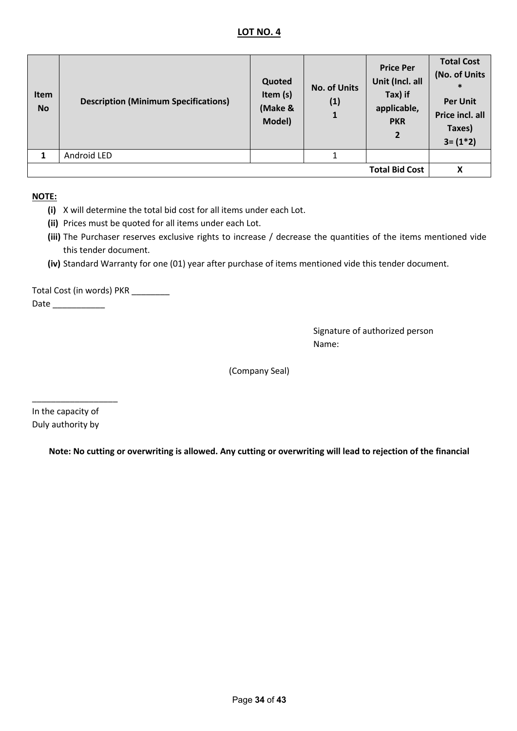## LOT NO. 4

| Item No | Description (Minimum Specifications) | Quoted Item (s) (Make & Model) | No. of Units (1) 1 | Price Per Unit (Incl. all Tax) if applicable, PKR 2 | Total Cost (No. of Units * Per Unit Price incl. all Taxes) 3= (1*2) |
|---|---|---|---|---|---|
| 1 | Android LED | | 1 | | |
| | | | | **Total Bid Cost** | **X** |

**NOTE:**

- **(i)** X will determine the total bid cost for all items under each Lot.
- **(ii)** Prices must be quoted for all items under each Lot.
- **(iii)** The Purchaser reserves exclusive rights to increase / decrease the quantities of the items mentioned vide this tender document.
- **(iv)** Standard Warranty for one (01) year after purchase of items mentioned vide this tender document.

Total Cost (in words) PKR ________

Date ___________

Signature of authorized person

Name:

(Company Seal)

__________________

In the capacity of

Duly authority by

**Note: No cutting or overwriting is allowed. Any cutting or overwriting will lead to rejection of the financial**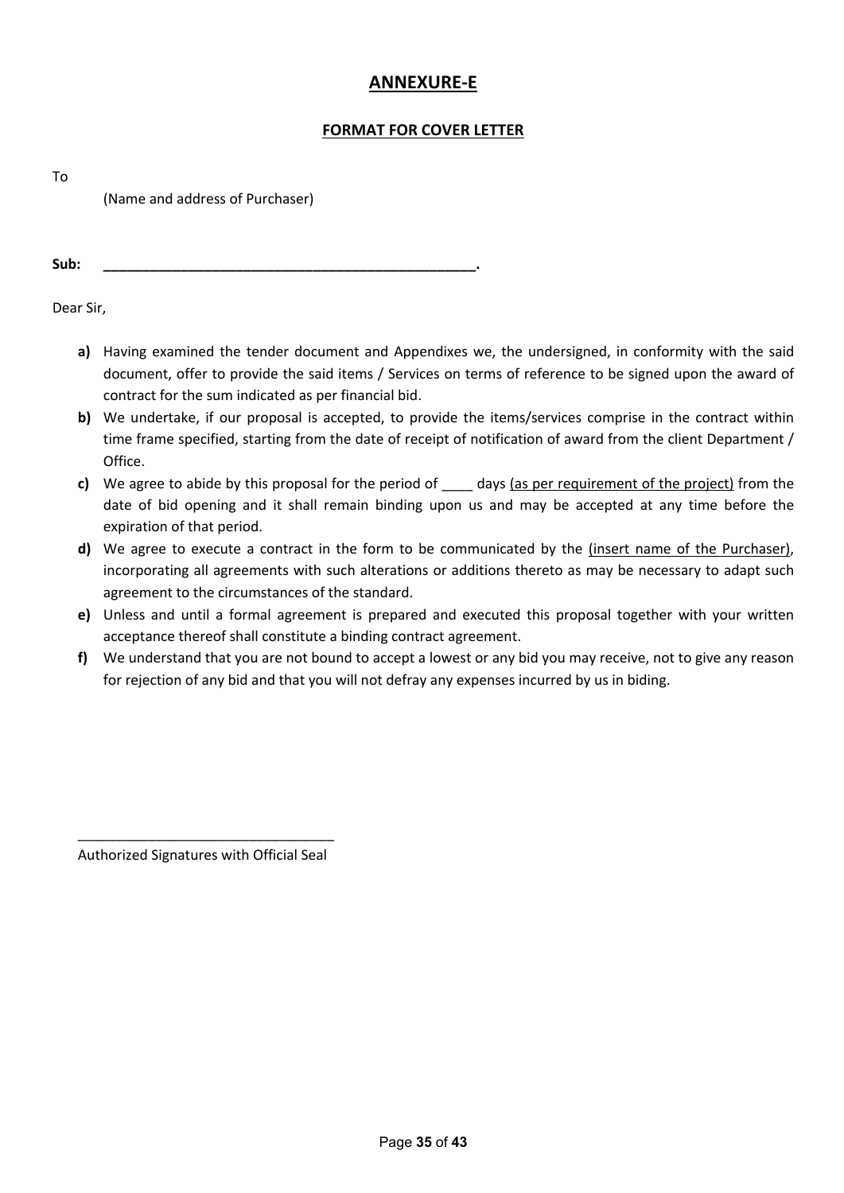## ANNEXURE-E

### FORMAT FOR COVER LETTER

To

(Name and address of Purchaser)

**Sub: ________________________________________________.**

Dear Sir,

**a)** Having examined the tender document and Appendixes we, the undersigned, in conformity with the said document, offer to provide the said items / Services on terms of reference to be signed upon the award of contract for the sum indicated as per financial bid.

**b)** We undertake, if our proposal is accepted, to provide the items/services comprise in the contract within time frame specified, starting from the date of receipt of notification of award from the client Department / Office.

**c)** We agree to abide by this proposal for the period of ____ days <u>(as per requirement of the project)</u> from the date of bid opening and it shall remain binding upon us and may be accepted at any time before the expiration of that period.

**d)** We agree to execute a contract in the form to be communicated by the <u>(insert name of the Purchaser)</u>, incorporating all agreements with such alterations or additions thereto as may be necessary to adapt such agreement to the circumstances of the standard.

**e)** Unless and until a formal agreement is prepared and executed this proposal together with your written acceptance thereof shall constitute a binding contract agreement.

**f)** We understand that you are not bound to accept a lowest or any bid you may receive, not to give any reason for rejection of any bid and that you will not defray any expenses incurred by us in biding.

_________________________________

Authorized Signatures with Official Seal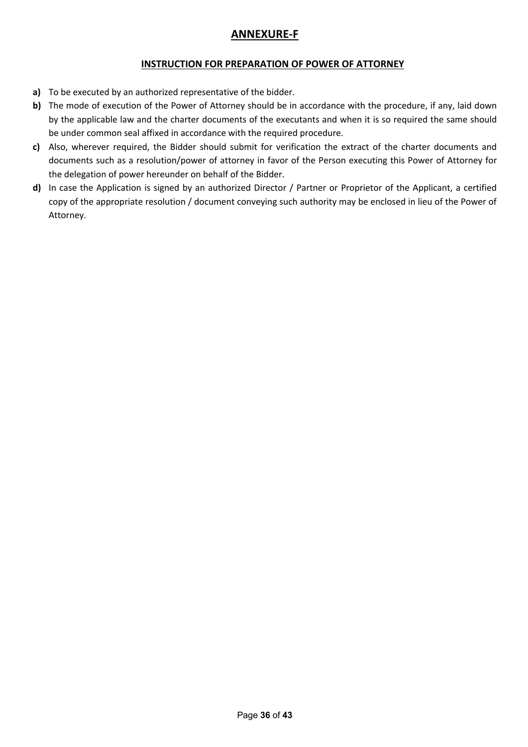## ANNEXURE-F

### INSTRUCTION FOR PREPARATION OF POWER OF ATTORNEY

**a)** To be executed by an authorized representative of the bidder.

**b)** The mode of execution of the Power of Attorney should be in accordance with the procedure, if any, laid down by the applicable law and the charter documents of the executants and when it is so required the same should be under common seal affixed in accordance with the required procedure.

**c)** Also, wherever required, the Bidder should submit for verification the extract of the charter documents and documents such as a resolution/power of attorney in favor of the Person executing this Power of Attorney for the delegation of power hereunder on behalf of the Bidder.

**d)** In case the Application is signed by an authorized Director / Partner or Proprietor of the Applicant, a certified copy of the appropriate resolution / document conveying such authority may be enclosed in lieu of the Power of Attorney.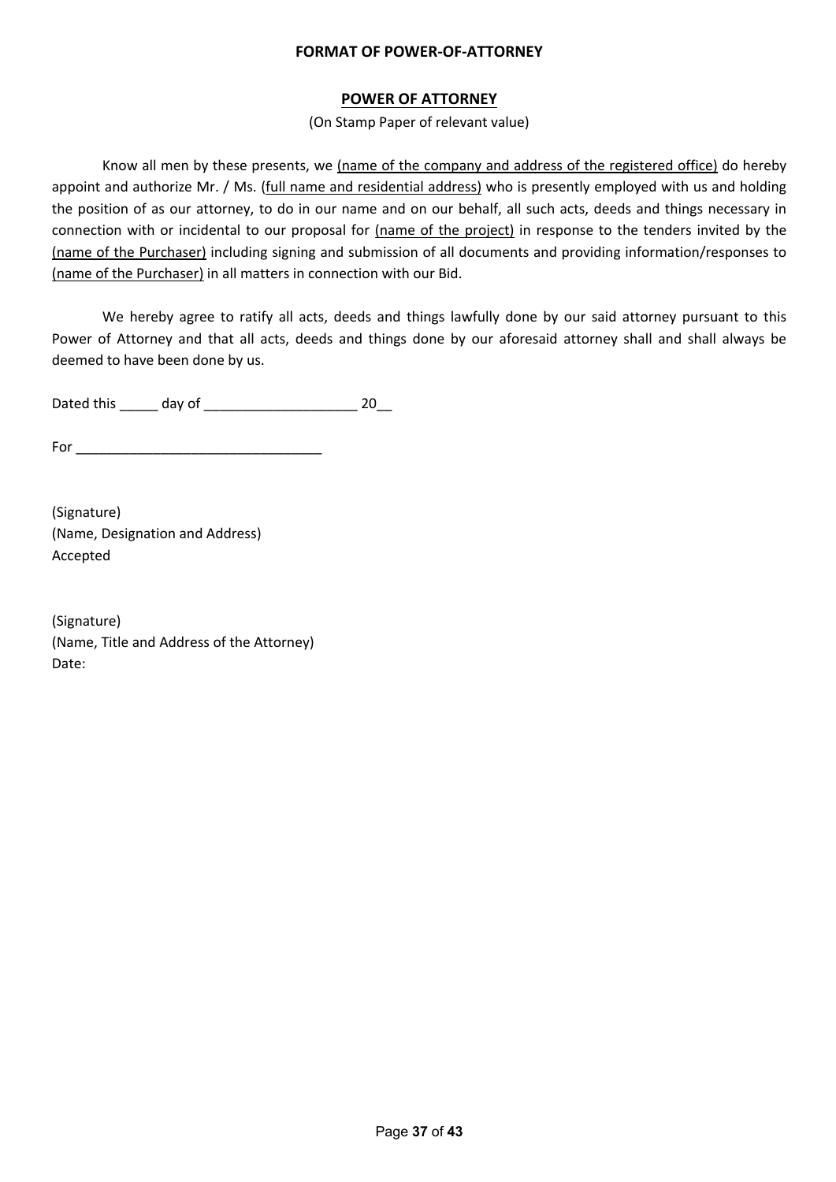**FORMAT OF POWER-OF-ATTORNEY**

**POWER OF ATTORNEY**

(On Stamp Paper of relevant value)

Know all men by these presents, we (name of the company and address of the registered office) do hereby appoint and authorize Mr. / Ms. (full name and residential address) who is presently employed with us and holding the position of as our attorney, to do in our name and on our behalf, all such acts, deeds and things necessary in connection with or incidental to our proposal for (name of the project) in response to the tenders invited by the (name of the Purchaser) including signing and submission of all documents and providing information/responses to (name of the Purchaser) in all matters in connection with our Bid.

We hereby agree to ratify all acts, deeds and things lawfully done by our said attorney pursuant to this Power of Attorney and that all acts, deeds and things done by our aforesaid attorney shall and shall always be deemed to have been done by us.

Dated this _____ day of ____________________ 20__

For ________________________________

(Signature)
(Name, Designation and Address)
Accepted

(Signature)
(Name, Title and Address of the Attorney)
Date: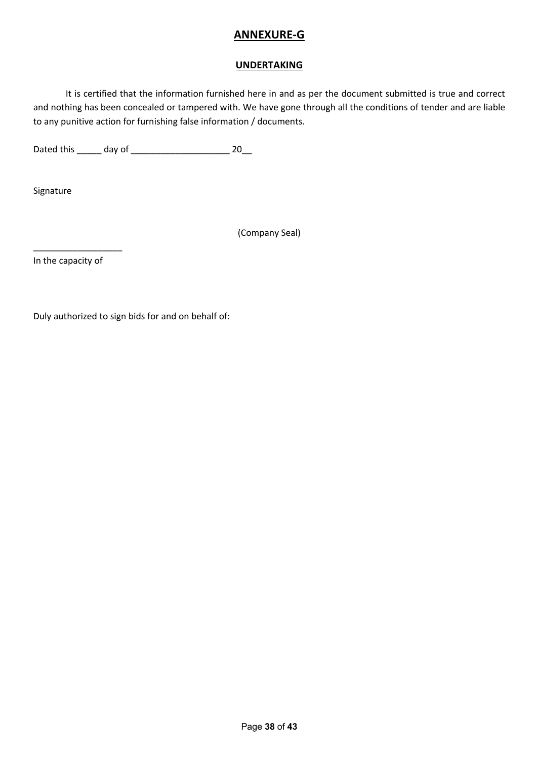# ANNEXURE-G

## UNDERTAKING

It is certified that the information furnished here in and as per the document submitted is true and correct and nothing has been concealed or tampered with. We have gone through all the conditions of tender and are liable to any punitive action for furnishing false information / documents.

Dated this _____ day of ____________________ 20__

Signature

(Company Seal)

__________________

In the capacity of

Duly authorized to sign bids for and on behalf of: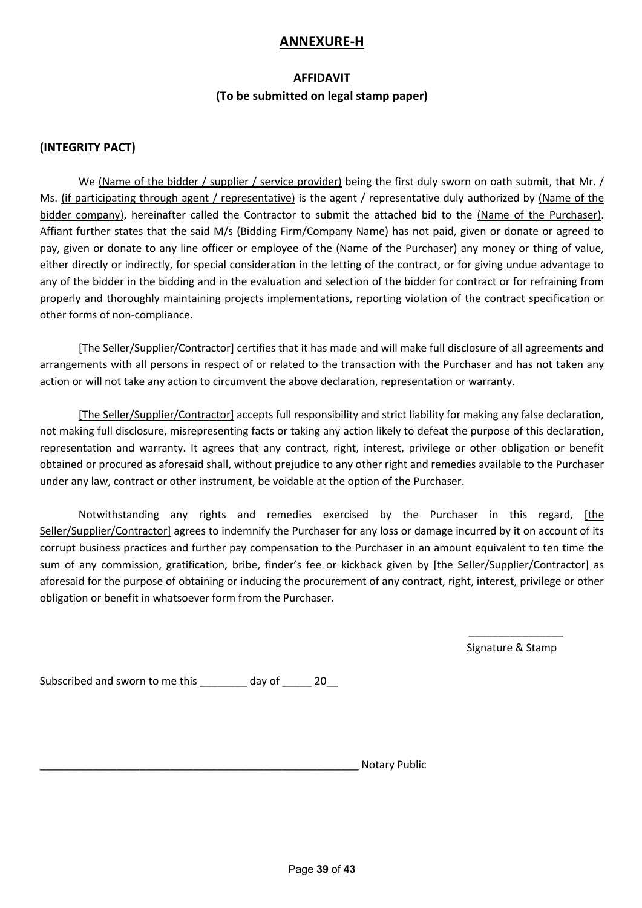## ANNEXURE-H

### AFFIDAVIT

**(To be submitted on legal stamp paper)**

**(INTEGRITY PACT)**

We (Name of the bidder / supplier / service provider) being the first duly sworn on oath submit, that Mr. / Ms. (if participating through agent / representative) is the agent / representative duly authorized by (Name of the bidder company), hereinafter called the Contractor to submit the attached bid to the (Name of the Purchaser). Affiant further states that the said M/s (Bidding Firm/Company Name) has not paid, given or donate or agreed to pay, given or donate to any line officer or employee of the (Name of the Purchaser) any money or thing of value, either directly or indirectly, for special consideration in the letting of the contract, or for giving undue advantage to any of the bidder in the bidding and in the evaluation and selection of the bidder for contract or for refraining from properly and thoroughly maintaining projects implementations, reporting violation of the contract specification or other forms of non-compliance.

[The Seller/Supplier/Contractor] certifies that it has made and will make full disclosure of all agreements and arrangements with all persons in respect of or related to the transaction with the Purchaser and has not taken any action or will not take any action to circumvent the above declaration, representation or warranty.

[The Seller/Supplier/Contractor] accepts full responsibility and strict liability for making any false declaration, not making full disclosure, misrepresenting facts or taking any action likely to defeat the purpose of this declaration, representation and warranty. It agrees that any contract, right, interest, privilege or other obligation or benefit obtained or procured as aforesaid shall, without prejudice to any other right and remedies available to the Purchaser under any law, contract or other instrument, be voidable at the option of the Purchaser.

Notwithstanding any rights and remedies exercised by the Purchaser in this regard, [the Seller/Supplier/Contractor] agrees to indemnify the Purchaser for any loss or damage incurred by it on account of its corrupt business practices and further pay compensation to the Purchaser in an amount equivalent to ten time the sum of any commission, gratification, bribe, finder's fee or kickback given by [the Seller/Supplier/Contractor] as aforesaid for the purpose of obtaining or inducing the procurement of any contract, right, interest, privilege or other obligation or benefit in whatsoever form from the Purchaser.

________________
Signature & Stamp

Subscribed and sworn to me this ________ day of _____ 20__

________________________________________________________ Notary Public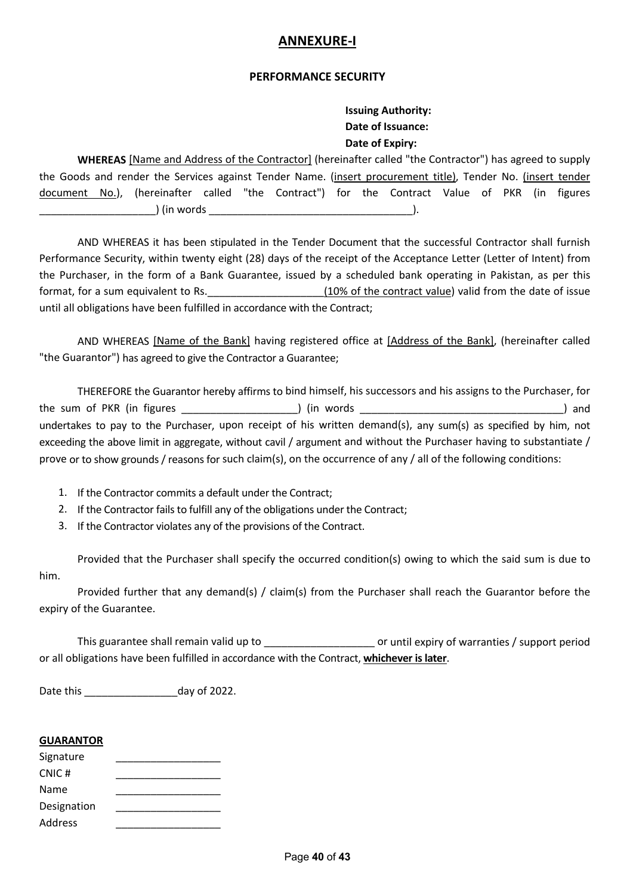## ANNEXURE-I

### PERFORMANCE SECURITY

**Issuing Authority:**
**Date of Issuance:**
**Date of Expiry:**

**WHEREAS** [Name and Address of the Contractor] (hereinafter called "the Contractor") has agreed to supply the Goods and render the Services against Tender Name. (insert procurement title), Tender No. (insert tender document No.), (hereinafter called "the Contract") for the Contract Value of PKR (in figures ____________________) (in words ___________________________________).

AND WHEREAS it has been stipulated in the Tender Document that the successful Contractor shall furnish Performance Security, within twenty eight (28) days of the receipt of the Acceptance Letter (Letter of Intent) from the Purchaser, in the form of a Bank Guarantee, issued by a scheduled bank operating in Pakistan, as per this format, for a sum equivalent to Rs.____________________(10% of the contract value) valid from the date of issue until all obligations have been fulfilled in accordance with the Contract;

AND WHEREAS [Name of the Bank] having registered office at [Address of the Bank], (hereinafter called "the Guarantor") has agreed to give the Contractor a Guarantee;

THEREFORE the Guarantor hereby affirms to bind himself, his successors and his assigns to the Purchaser, for the sum of PKR (in figures ____________________) (in words ___________________________________) and undertakes to pay to the Purchaser, upon receipt of his written demand(s), any sum(s) as specified by him, not exceeding the above limit in aggregate, without cavil / argument and without the Purchaser having to substantiate / prove or to show grounds / reasons for such claim(s), on the occurrence of any / all of the following conditions:

1. If the Contractor commits a default under the Contract;
2. If the Contractor fails to fulfill any of the obligations under the Contract;
3. If the Contractor violates any of the provisions of the Contract.

Provided that the Purchaser shall specify the occurred condition(s) owing to which the said sum is due to him.

Provided further that any demand(s) / claim(s) from the Purchaser shall reach the Guarantor before the expiry of the Guarantee.

This guarantee shall remain valid up to ___________________ or until expiry of warranties / support period or all obligations have been fulfilled in accordance with the Contract, **whichever is later**.

Date this ________________day of 2022.

**GUARANTOR**

Signature ___________________
CNIC # ___________________
Name ___________________
Designation ___________________
Address ___________________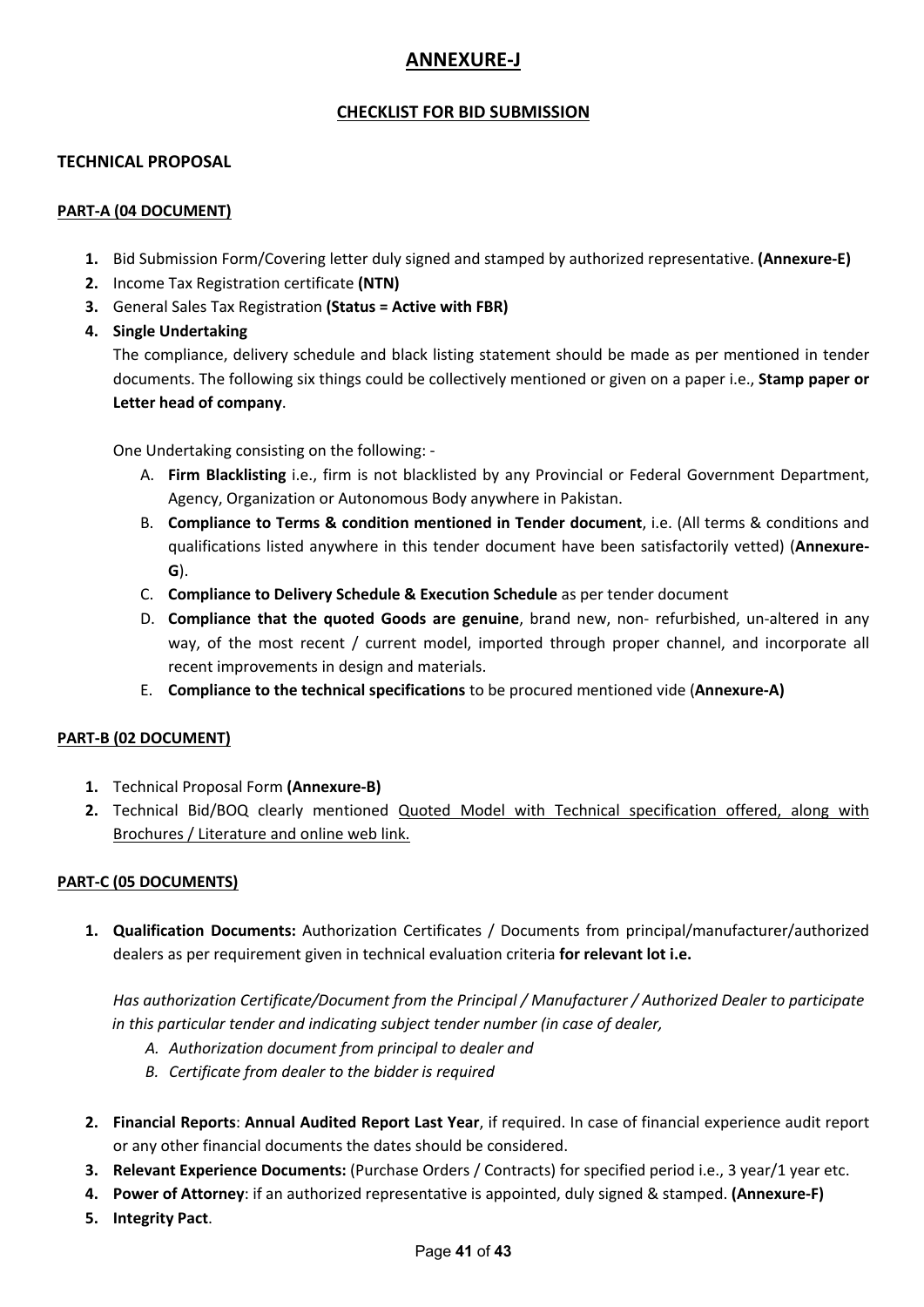# ANNEXURE-J

## CHECKLIST FOR BID SUBMISSION

### TECHNICAL PROPOSAL

#### PART-A (04 DOCUMENT)

1. Bid Submission Form/Covering letter duly signed and stamped by authorized representative. **(Annexure-E)**
2. Income Tax Registration certificate **(NTN)**
3. General Sales Tax Registration **(Status = Active with FBR)**
4. **Single Undertaking**

   The compliance, delivery schedule and black listing statement should be made as per mentioned in tender documents. The following six things could be collectively mentioned or given on a paper i.e., **Stamp paper or Letter head of company**.

   One Undertaking consisting on the following: -

   A. **Firm Blacklisting** i.e., firm is not blacklisted by any Provincial or Federal Government Department, Agency, Organization or Autonomous Body anywhere in Pakistan.
   B. **Compliance to Terms & condition mentioned in Tender document**, i.e. (All terms & conditions and qualifications listed anywhere in this tender document have been satisfactorily vetted) (**Annexure-G**).
   C. **Compliance to Delivery Schedule & Execution Schedule** as per tender document
   D. **Compliance that the quoted Goods are genuine**, brand new, non- refurbished, un-altered in any way, of the most recent / current model, imported through proper channel, and incorporate all recent improvements in design and materials.
   E. **Compliance to the technical specifications** to be procured mentioned vide (**Annexure-A)**

#### PART-B (02 DOCUMENT)

1. Technical Proposal Form **(Annexure-B)**
2. Technical Bid/BOQ clearly mentioned <u>Quoted Model with Technical specification offered, along with Brochures / Literature and online web link.</u>

#### PART-C (05 DOCUMENTS)

1. **Qualification Documents:** Authorization Certificates / Documents from principal/manufacturer/authorized dealers as per requirement given in technical evaluation criteria **for relevant lot i.e.**

   *Has authorization Certificate/Document from the Principal / Manufacturer / Authorized Dealer to participate in this particular tender and indicating subject tender number (in case of dealer,*

   *A. Authorization document from principal to dealer and*
   *B. Certificate from dealer to the bidder is required*

2. **Financial Reports**: **Annual Audited Report Last Year**, if required. In case of financial experience audit report or any other financial documents the dates should be considered.
3. **Relevant Experience Documents:** (Purchase Orders / Contracts) for specified period i.e., 3 year/1 year etc.
4. **Power of Attorney**: if an authorized representative is appointed, duly signed & stamped. **(Annexure-F)**
5. **Integrity Pact**.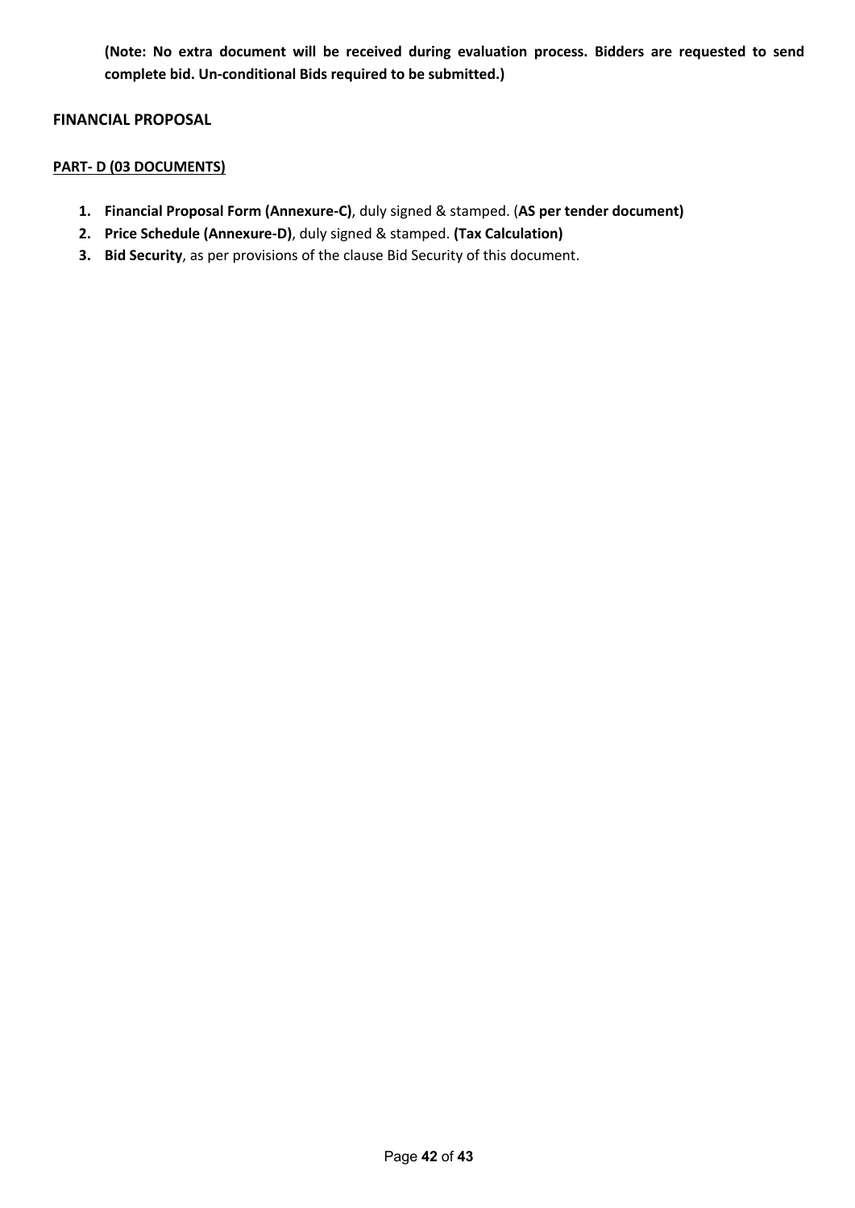**(Note: No extra document will be received during evaluation process. Bidders are requested to send complete bid. Un-conditional Bids required to be submitted.)**

**FINANCIAL PROPOSAL**

**PART- D (03 DOCUMENTS)**

1. **Financial Proposal Form (Annexure-C)**, duly signed & stamped. (**AS per tender document)**
2. **Price Schedule (Annexure-D)**, duly signed & stamped. **(Tax Calculation)**
3. **Bid Security**, as per provisions of the clause Bid Security of this document.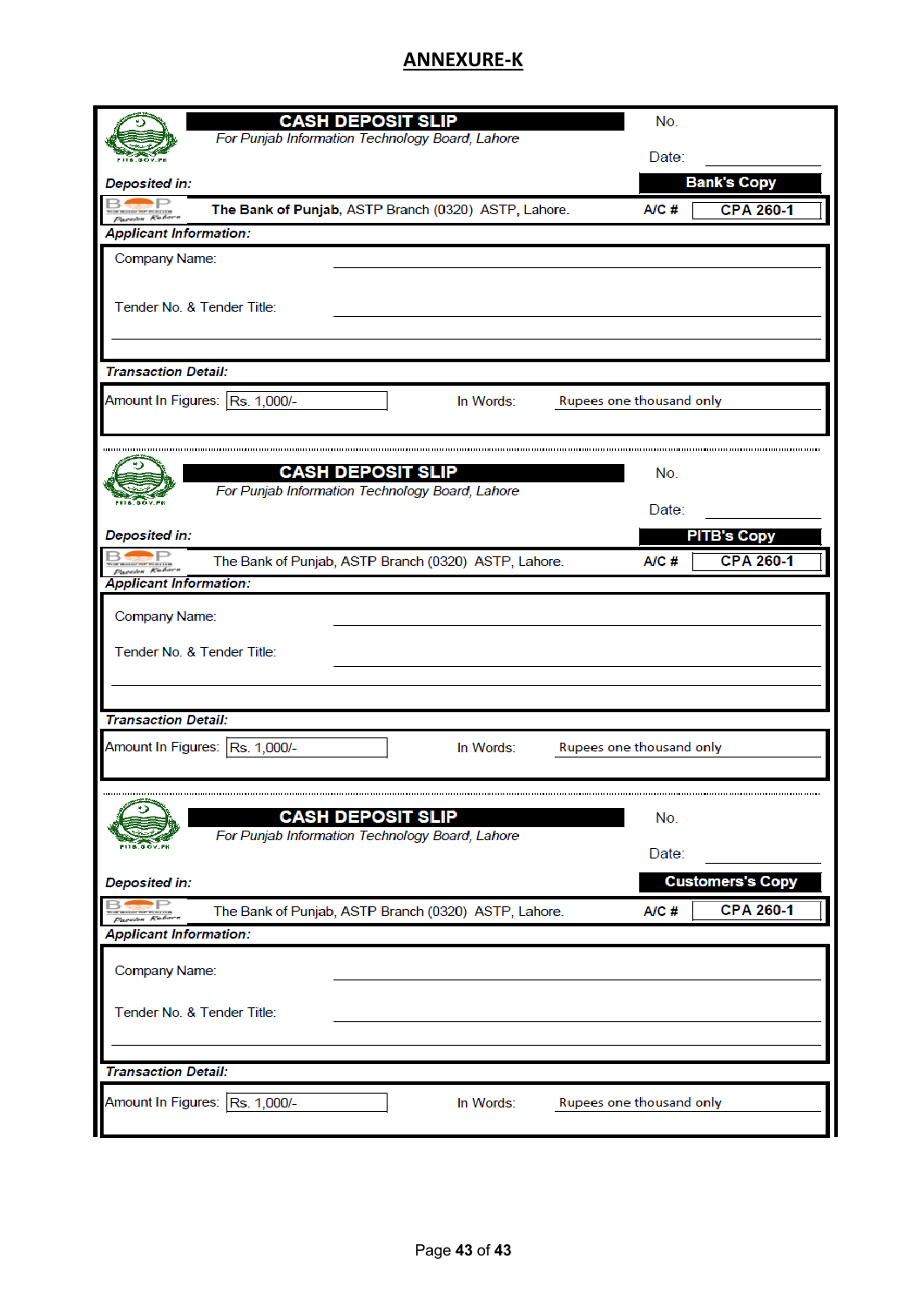# ANNEXURE-K

## CASH DEPOSIT SLIP

*For Punjab Information Technology Board, Lahore*

No.

Date: ____________

***Deposited in:***

**Bank's Copy**

**The Bank of Punjab**, ASTP Branch (0320) ASTP, Lahore. **A/C #** **CPA 260-1**

***Applicant Information:***

Company Name: ____________

Tender No. & Tender Title: ____________

***Transaction Detail:***

Amount In Figures: Rs. 1,000/- In Words: Rupees one thousand only

---

## CASH DEPOSIT SLIP

*For Punjab Information Technology Board, Lahore*

No.

Date: ____________

***Deposited in:***

**PITB's Copy**

The Bank of Punjab, ASTP Branch (0320) ASTP, Lahore. **A/C #** **CPA 260-1**

***Applicant Information:***

Company Name: ____________

Tender No. & Tender Title: ____________

***Transaction Detail:***

Amount In Figures: Rs. 1,000/- In Words: Rupees one thousand only

---

## CASH DEPOSIT SLIP

*For Punjab Information Technology Board, Lahore*

No.

Date: ____________

***Deposited in:***

**Customers's Copy**

The Bank of Punjab, ASTP Branch (0320) ASTP, Lahore. **A/C #** **CPA 260-1**

***Applicant Information:***

Company Name: ____________

Tender No. & Tender Title: ____________

***Transaction Detail:***

Amount In Figures: Rs. 1,000/- In Words: Rupees one thousand only